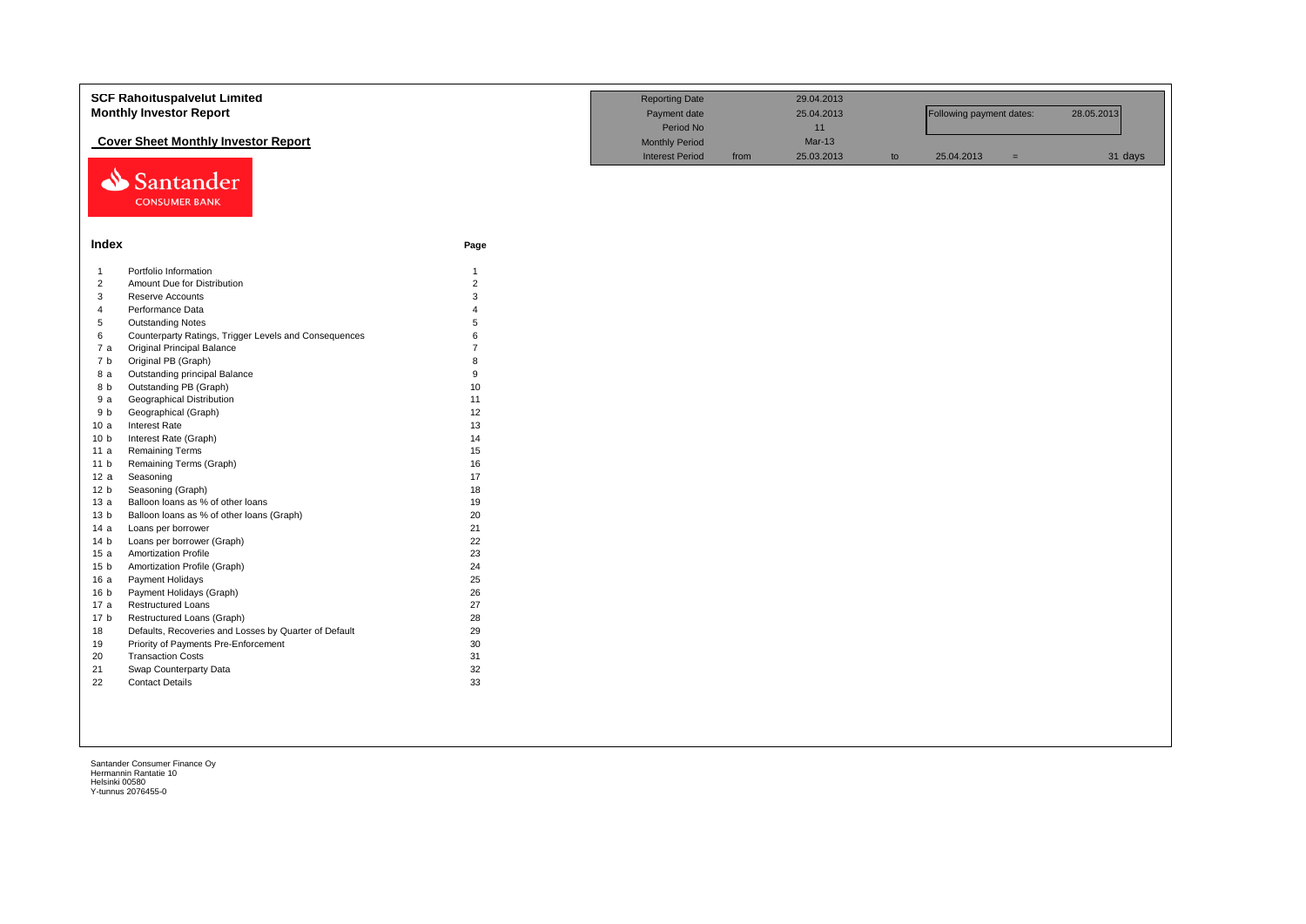# SCF Rahoituspalvelut Limited

## Monthly Investor Report

### Cover Sheet Monthly Investor Report

| | | | | | | | |
|---|---|---|---|---|---|---|---|
| Reporting Date | | 29.04.2013 | | | | | |
| Payment date | | 25.04.2013 | | Following payment dates: | | 28.05.2013 | |
| Period No | | 11 | | | | | |
| Monthly Period | | Mar-13 | | | | | |
| Interest Period | from | 25.03.2013 | to | 25.04.2013 | = | | 31 days |

Santander CONSUMER BANK

**Index**

| | | Page |
|---|---|---|
| 1 | Portfolio Information | 1 |
| 2 | Amount Due for Distribution | 2 |
| 3 | Reserve Accounts | 3 |
| 4 | Performance Data | 4 |
| 5 | Outstanding Notes | 5 |
| 6 | Counterparty Ratings, Trigger Levels and Consequences | 6 |
| 7 a | Original Principal Balance | 7 |
| 7 b | Original PB (Graph) | 8 |
| 8 a | Outstanding principal Balance | 9 |
| 8 b | Outstanding PB (Graph) | 10 |
| 9 a | Geographical Distribution | 11 |
| 9 b | Geographical (Graph) | 12 |
| 10 a | Interest Rate | 13 |
| 10 b | Interest Rate (Graph) | 14 |
| 11 a | Remaining Terms | 15 |
| 11 b | Remaining Terms (Graph) | 16 |
| 12 a | Seasoning | 17 |
| 12 b | Seasoning (Graph) | 18 |
| 13 a | Balloon loans as % of other loans | 19 |
| 13 b | Balloon loans as % of other loans (Graph) | 20 |
| 14 a | Loans per borrower | 21 |
| 14 b | Loans per borrower (Graph) | 22 |
| 15 a | Amortization Profile | 23 |
| 15 b | Amortization Profile (Graph) | 24 |
| 16 a | Payment Holidays | 25 |
| 16 b | Payment Holidays (Graph) | 26 |
| 17 a | Restructured Loans | 27 |
| 17 b | Restructured Loans (Graph) | 28 |
| 18 | Defaults, Recoveries and Losses by Quarter of Default | 29 |
| 19 | Priority of Payments Pre-Enforcement | 30 |
| 20 | Transaction Costs | 31 |
| 21 | Swap Counterparty Data | 32 |
| 22 | Contact Details | 33 |

Santander Consumer Finance Oy
Hermannin Rantatie 10
Helsinki 00580
Y-tunnus 2076455-0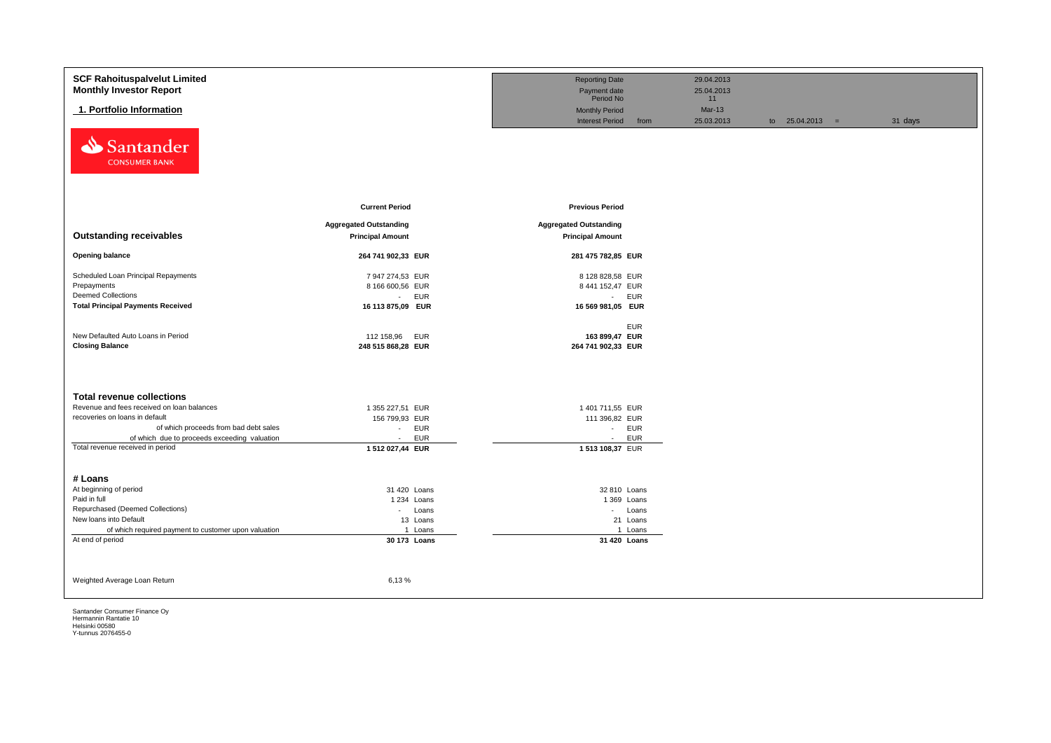**SCF Rahoituspalvelut Limited**
**Monthly Investor Report**

## 1. Portfolio Information

| | | | | |
|---|---|---|---|---|
| Reporting Date | | 29.04.2013 | | |
| Payment date | | 25.04.2013 | | |
| Period No | | 11 | | |
| Monthly Period | | Mar-13 | | |
| Interest Period | from | 25.03.2013 | to 25.04.2013 = | 31 days |

Santander
CONSUMER BANK

| Outstanding receivables | Current Period<br>Aggregated Outstanding<br>Principal Amount | | Previous Period<br>Aggregated Outstanding<br>Principal Amount | |
|---|---|---|---|---|
| **Opening balance** | **264 741 902,33** | **EUR** | **281 475 782,85** | **EUR** |
| Scheduled Loan Principal Repayments | 7 947 274,53 | EUR | 8 128 828,58 | EUR |
| Prepayments | 8 166 600,56 | EUR | 8 441 152,47 | EUR |
| Deemed Collections | - | EUR | - | EUR |
| **Total Principal Payments Received** | **16 113 875,09** | **EUR** | **16 569 981,05** | **EUR** |
| | | | | EUR |
| New Defaulted Auto Loans in Period | 112 158,96 | EUR | **163 899,47** | **EUR** |
| **Closing Balance** | **248 515 868,28** | **EUR** | **264 741 902,33** | **EUR** |

| **Total revenue collections** | | | | |
|---|---|---|---|---|
| Revenue and fees received on loan balances | 1 355 227,51 | EUR | 1 401 711,55 | EUR |
| recoveries on loans in default | 156 799,93 | EUR | 111 396,82 | EUR |
| of which proceeds from bad debt sales | - | EUR | - | EUR |
| of which due to proceeds exceeding valuation | - | EUR | - | EUR |
| Total revenue received in period | **1 512 027,44** | **EUR** | **1 513 108,37** | EUR |

| **# Loans** | | | | |
|---|---|---|---|---|
| At beginning of period | 31 420 | Loans | 32 810 | Loans |
| Paid in full | 1 234 | Loans | 1 369 | Loans |
| Repurchased (Deemed Collections) | - | Loans | - | Loans |
| New loans into Default | 13 | Loans | 21 | Loans |
| of which required payment to customer upon valuation | 1 | Loans | 1 | Loans |
| At end of period | **30 173** | **Loans** | **31 420** | **Loans** |

Weighted Average Loan Return 6,13 %

Santander Consumer Finance Oy
Hermannin Rantatie 10
Helsinki 00580
Y-tunnus 2076455-0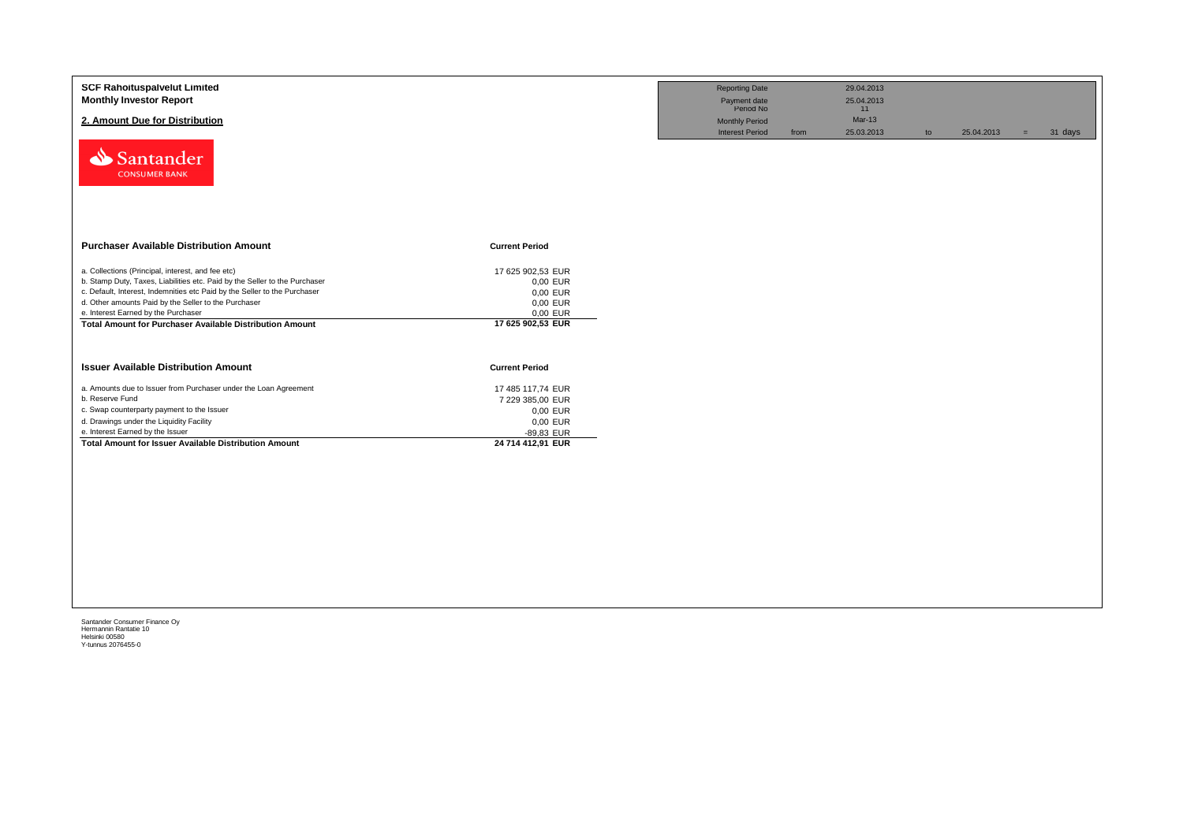**SCF Rahoituspalvelut Limited**
**Monthly Investor Report**

## 2. Amount Due for Distribution

| | | | | | | |
|---|---|---|---|---|---|---|
| Reporting Date | | 29.04.2013 | | | | |
| Payment date | | 25.04.2013 | | | | |
| Period No | | 11 | | | | |
| Monthly Period | | Mar-13 | | | | |
| Interest Period | from | 25.03.2013 | to | 25.04.2013 | = | 31 days |

Santander CONSUMER BANK

| Purchaser Available Distribution Amount | Current Period |
|---|---|
| a. Collections (Principal, interest, and fee etc) | 17 625 902,53 EUR |
| b. Stamp Duty, Taxes, Liabilities etc. Paid by the Seller to the Purchaser | 0,00 EUR |
| c. Default, Interest, Indemnities etc Paid by the Seller to the Purchaser | 0,00 EUR |
| d. Other amounts Paid by the Seller to the Purchaser | 0,00 EUR |
| e. Interest Earned by the Purchaser | 0,00 EUR |
| **Total Amount for Purchaser Available Distribution Amount** | **17 625 902,53 EUR** |

| Issuer Available Distribution Amount | Current Period |
|---|---|
| a. Amounts due to Issuer from Purchaser under the Loan Agreement | 17 485 117,74 EUR |
| b. Reserve Fund | 7 229 385,00 EUR |
| c. Swap counterparty payment to the Issuer | 0,00 EUR |
| d. Drawings under the Liquidity Facility | 0,00 EUR |
| e. Interest Earned by the Issuer | -89,83 EUR |
| **Total Amount for Issuer Available Distribution Amount** | **24 714 412,91 EUR** |

Santander Consumer Finance Oy
Hermannin Rantatie 10
Helsinki 00580
Y-tunnus 2076455-0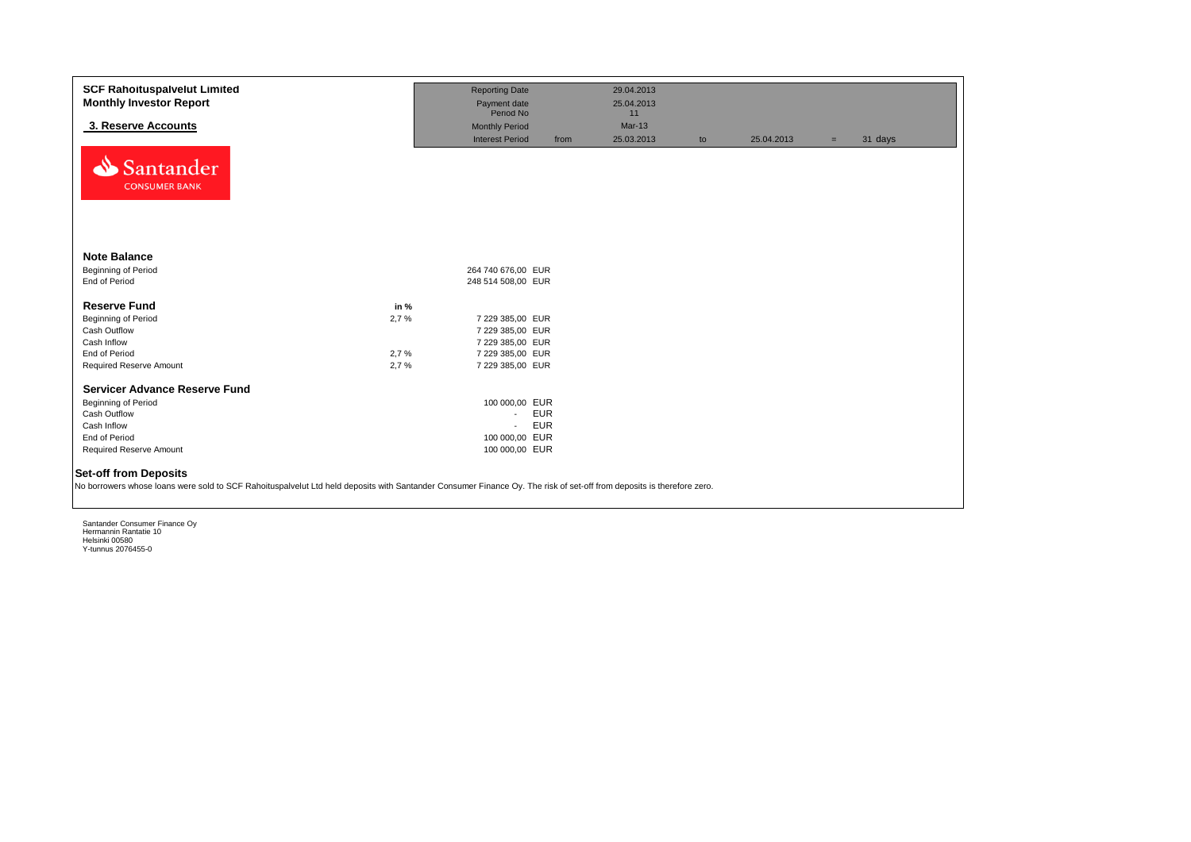**SCF Rahoituspalvelut Limited**
**Monthly Investor Report**

## 3. Reserve Accounts

| | | | | | | |
|---|---|---|---|---|---|---|
| Reporting Date | | 29.04.2013 | | | | |
| Payment date | | 25.04.2013 | | | | |
| Period No | | 11 | | | | |
| Monthly Period | | Mar-13 | | | | |
| Interest Period | from | 25.03.2013 | to | 25.04.2013 | = | 31 days |

Santander
CONSUMER BANK

### Note Balance

| | | |
|---|---|---|
| Beginning of Period | 264 740 676,00 | EUR |
| End of Period | 248 514 508,00 | EUR |

### Reserve Fund

| | in % | | |
|---|---|---|---|
| Beginning of Period | 2,7 % | 7 229 385,00 | EUR |
| Cash Outflow | | 7 229 385,00 | EUR |
| Cash Inflow | | 7 229 385,00 | EUR |
| End of Period | 2,7 % | 7 229 385,00 | EUR |
| Required Reserve Amount | 2,7 % | 7 229 385,00 | EUR |

### Servicer Advance Reserve Fund

| | | |
|---|---|---|
| Beginning of Period | 100 000,00 | EUR |
| Cash Outflow | - | EUR |
| Cash Inflow | - | EUR |
| End of Period | 100 000,00 | EUR |
| Required Reserve Amount | 100 000,00 | EUR |

### Set-off from Deposits

No borrowers whose loans were sold to SCF Rahoituspalvelut Ltd held deposits with Santander Consumer Finance Oy. The risk of set-off from deposits is therefore zero.

Santander Consumer Finance Oy
Hermannin Rantatie 10
Helsinki 00580
Y-tunnus 2076455-0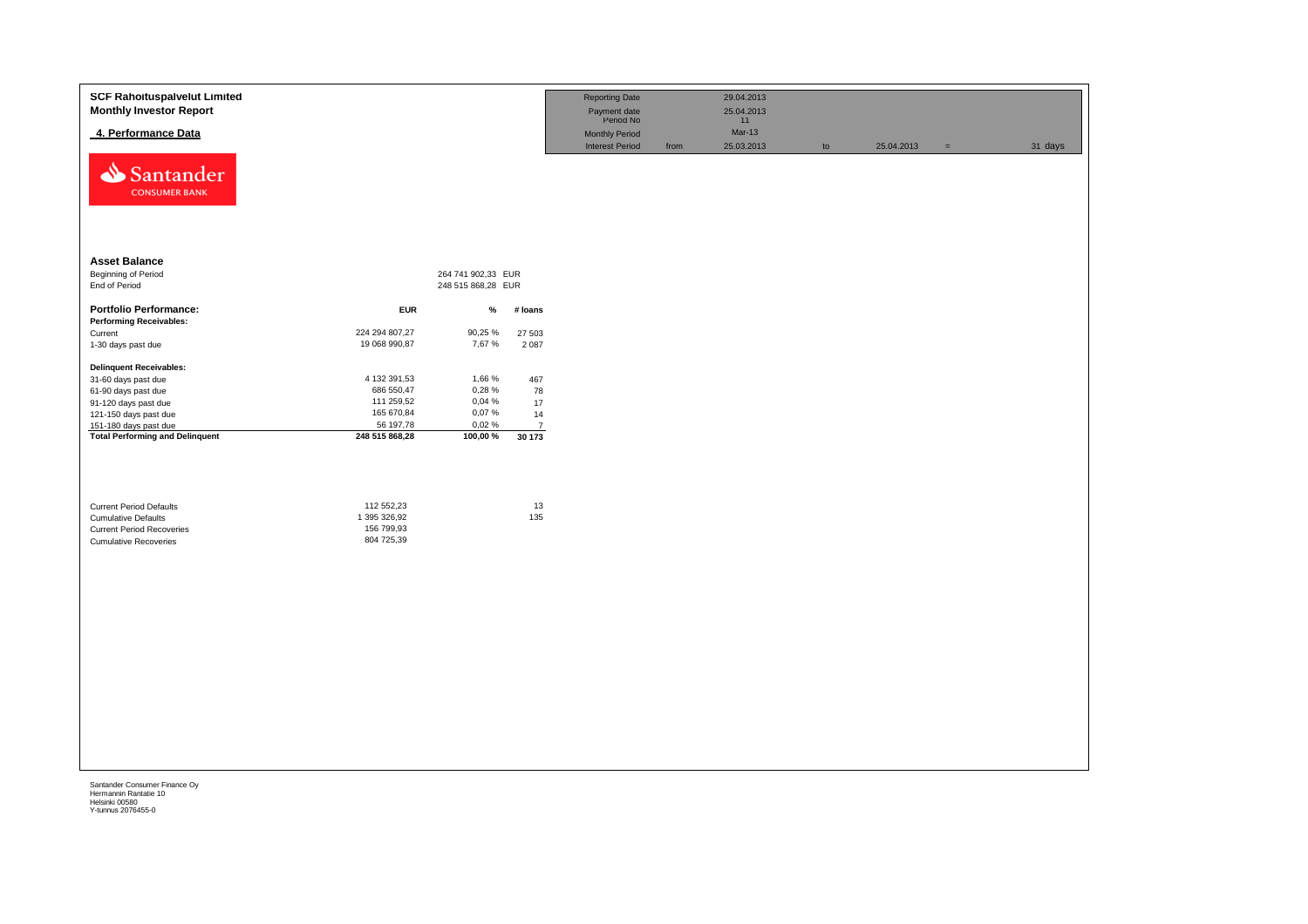**SCF Rahoituspalvelut Limited**
**Monthly Investor Report**

**4. Performance Data**

| | | | | | | | |
|---|---|---|---|---|---|---|---|
| Reporting Date | | 29.04.2013 | | | | | |
| Payment date | | 25.04.2013 | | | | | |
| Period No | | 11 | | | | | |
| Monthly Period | | Mar-13 | | | | | |
| Interest Period | from | 25.03.2013 | to | 25.04.2013 | = | 31 | days |

Santander
CONSUMER BANK

### Asset Balance

| | | |
|---|---|---|
| Beginning of Period | 264 741 902,33 | EUR |
| End of Period | 248 515 868,28 | EUR |

| **Portfolio Performance:** | **EUR** | **%** | **# loans** |
|---|---|---|---|
| **Performing Receivables:** | | | |
| Current | 224 294 807,27 | 90,25 % | 27 503 |
| 1-30 days past due | 19 068 990,87 | 7,67 % | 2 087 |
| **Delinquent Receivables:** | | | |
| 31-60 days past due | 4 132 391,53 | 1,66 % | 467 |
| 61-90 days past due | 686 550,47 | 0,28 % | 78 |
| 91-120 days past due | 111 259,52 | 0,04 % | 17 |
| 121-150 days past due | 165 670,84 | 0,07 % | 14 |
| 151-180 days past due | 56 197,78 | 0,02 % | 7 |
| **Total Performing and Delinquent** | **248 515 868,28** | **100,00 %** | **30 173** |

| | | |
|---|---|---|
| Current Period Defaults | 112 552,23 | 13 |
| Cumulative Defaults | 1 395 326,92 | 135 |
| Current Period Recoveries | 156 799,93 | |
| Cumulative Recoveries | 804 725,39 | |

Santander Consumer Finance Oy
Hermannin Rantatie 10
Helsinki 00580
Y-tunnus 2076455-0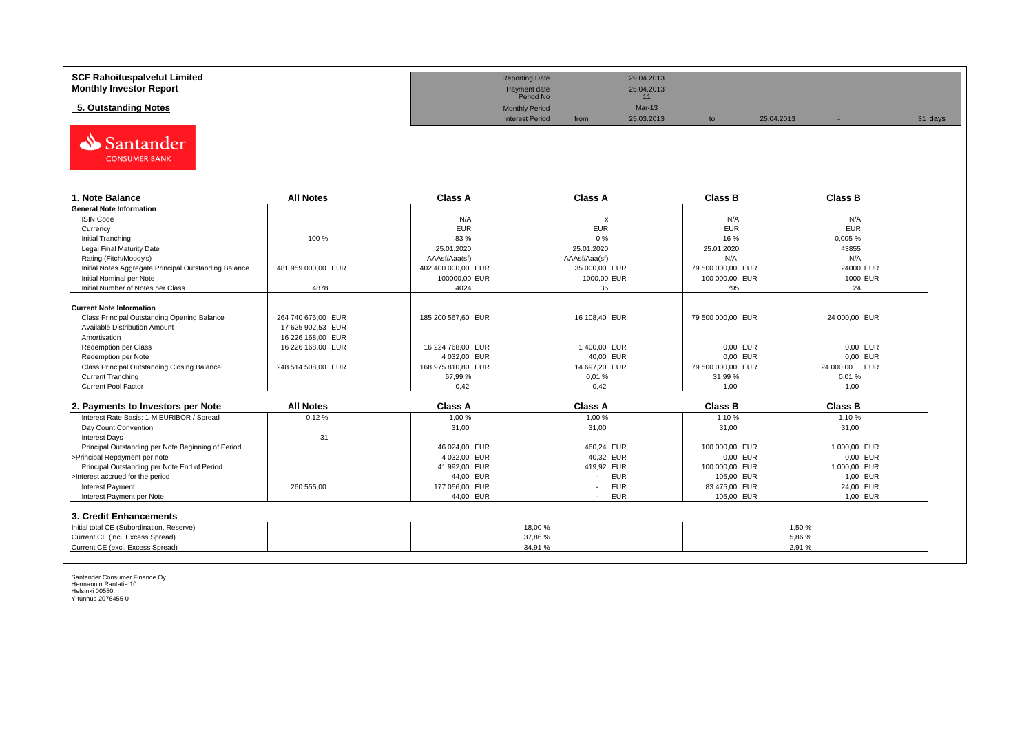**SCF Rahoituspalvelut Limited**
**Monthly Investor Report**

**5. Outstanding Notes**

| | | | | | | |
|---|---|---|---|---|---|---|
| Reporting Date | | 29.04.2013 | | | | |
| Payment date | | 25.04.2013 | | | | |
| Period No | | 11 | | | | |
| Monthly Period | | Mar-13 | | | | |
| Interest Period | from | 25.03.2013 | to | 25.04.2013 | = | 31 days |

| 1. Note Balance | All Notes | Class A | Class A | Class B | Class B |
|---|---|---|---|---|---|
| **General Note Information** | | | | | |
| ISIN Code | | N/A | x | N/A | N/A |
| Currency | | EUR | EUR | EUR | EUR |
| Initial Tranching | 100 % | 83 % | 0 % | 16 % | 0,005 % |
| Legal Final Maturity Date | | 25.01.2020 | 25.01.2020 | 25.01.2020 | 43855 |
| Rating (Fitch/Moody's) | | AAAsf/Aaa(sf) | AAAsf/Aaa(sf) | N/A | N/A |
| Initial Notes Aggregate Principal Outstanding Balance | 481 959 000,00 EUR | 402 400 000,00 EUR | 35 000,00 EUR | 79 500 000,00 EUR | 24000 EUR |
| Initial Nominal per Note | | 100000,00 EUR | 1000,00 EUR | 100 000,00 EUR | 1000 EUR |
| Initial Number of Notes per Class | 4878 | 4024 | 35 | 795 | 24 |
| **Current Note Information** | | | | | |
| Class Principal Outstanding Opening Balance | 264 740 676,00 EUR | 185 200 567,60 EUR | 16 108,40 EUR | 79 500 000,00 EUR | 24 000,00 EUR |
| Available Distribution Amount | 17 625 902,53 EUR | | | | |
| Amortisation | 16 226 168,00 EUR | | | | |
| Redemption per Class | 16 226 168,00 EUR | 16 224 768,00 EUR | 1 400,00 EUR | 0,00 EUR | 0,00 EUR |
| Redemption per Note | | 4 032,00 EUR | 40,00 EUR | 0,00 EUR | 0,00 EUR |
| Class Principal Outstanding Closing Balance | 248 514 508,00 EUR | 168 975 810,80 EUR | 14 697,20 EUR | 79 500 000,00 EUR | 24 000,00 EUR |
| Current Tranching | | 67,99 % | 0,01 % | 31,99 % | 0,01 % |
| Current Pool Factor | | 0,42 | 0,42 | 1,00 | 1,00 |

| 2. Payments to Investors per Note | All Notes | Class A | Class A | Class B | Class B |
|---|---|---|---|---|---|
| Interest Rate Basis: 1-M EURIBOR / Spread | 0,12 % | 1,00 % | 1,00 % | 1,10 % | 1,10 % |
| Day Count Convention | | 31,00 | 31,00 | 31,00 | 31,00 |
| Interest Days | 31 | | | | |
| Principal Outstanding per Note Beginning of Period | | 46 024,00 EUR | 460,24 EUR | 100 000,00 EUR | 1 000,00 EUR |
| >Principal Repayment per note | | 4 032,00 EUR | 40,32 EUR | 0,00 EUR | 0,00 EUR |
| Principal Outstanding per Note End of Period | | 41 992,00 EUR | 419,92 EUR | 100 000,00 EUR | 1 000,00 EUR |
| >Interest accrued for the period | | 44,00 EUR | - EUR | 105,00 EUR | 1,00 EUR |
| Interest Payment | 260 555,00 | 177 056,00 EUR | - EUR | 83 475,00 EUR | 24,00 EUR |
| Interest Payment per Note | | 44,00 EUR | - EUR | 105,00 EUR | 1,00 EUR |

| 3. Credit Enhancements | | | |
|---|---|---|---|
| Initial total CE (Subordination, Reserve) | | 18,00 % | 1,50 % |
| Current CE (incl. Excess Spread) | | 37,86 % | 5,86 % |
| Current CE (excl. Excess Spread) | | 34,91 % | 2,91 % |

Santander Consumer Finance Oy
Hermannin Rantatie 10
Helsinki 00580
Y-tunnus 2076455-0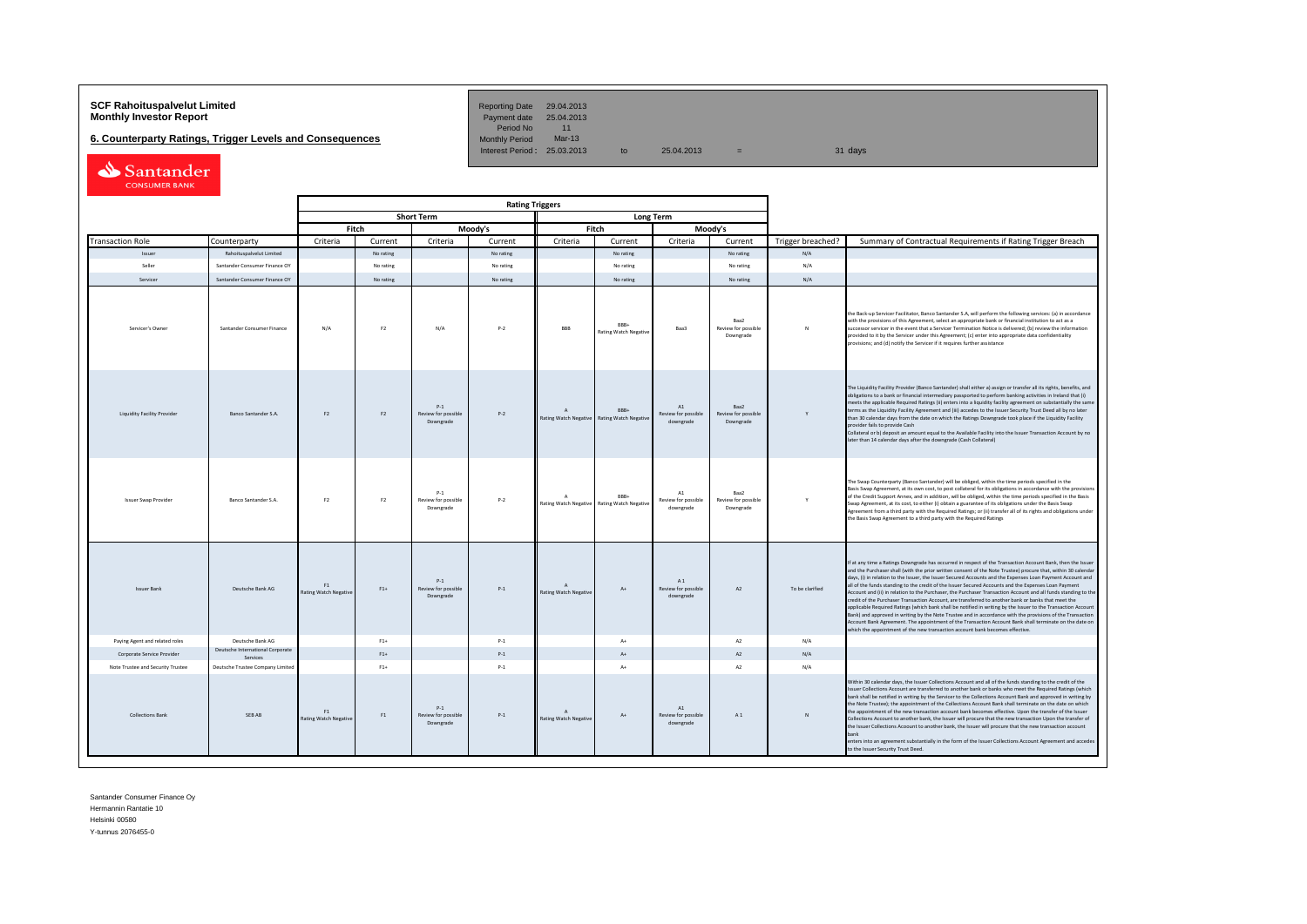**SCF Rahoituspalvelut Limited**
**Monthly Investor Report**

## 6. Counterparty Ratings, Trigger Levels and Consequences

| | | | | | |
|---|---|---|---|---|---|
| Reporting Date | 29.04.2013 | | | | |
| Payment date | 25.04.2013 | | | | |
| Period No | 11 | | | | |
| Monthly Period | Mar-13 | | | | |
| Interest Period : | 25.03.2013 | to | 25.04.2013 | = | 31 days |

| | | Rating Triggers | | | | | | | | | |
|---|---|---|---|---|---|---|---|---|---|---|---|
| | | Short Term | | | | Long Term | | | | | |
| | | Fitch | | Moody's | | Fitch | | Moody's | | | |
| Transaction Role | Counterparty | Criteria | Current | Criteria | Current | Criteria | Current | Criteria | Current | Trigger breached? | Summary of Contractual Requirements if Rating Trigger Breach |
| Issuer | Rahoituspalvelut Limited | | No rating | | No rating | | No rating | | No rating | N/A | |
| Seller | Santander Consumer Finance OY | | No rating | | No rating | | No rating | | No rating | N/A | |
| Servicer | Santander Consumer Finance OY | | No rating | | No rating | | No rating | | No rating | N/A | |
| Servicer's Owner | Santander Consumer Finance | N/A | F2 | N/A | P-2 | BBB | BBB+ Rating Watch Negative | Baa3 | Baa2 Review for possible Downgrade | N | the Back-up Servicer Facilitator, Banco Santander S.A, will perform the following services: (a) in accordance with the provisions of this Agreement, select an appropriate bank or financial institution to act as a successor servicer in the event that a Servicer Termination Notice is delivered; (b) review the information provided to it by the Servicer under this Agreement; (c) enter into appropriate data confidentiality provisions; and (d) notify the Servicer if it requires further assistance |
| Liquidity Facility Provider | Banco Santander S.A. | F2 | F2 | P-1 Review for possible Downgrade | P-2 | A Rating Watch Negative | BBB+ Rating Watch Negative | A1 Review for possible downgrade | Baa2 Review for possible Downgrade | Y | The Liquidity Facility Provider (Banco Santander) shall either a) assign or transfer all its rights, benefits, and obligations to a bank or financial intermediary passported to perform banking activities in Ireland that (i) meets the applicable Required Ratings (ii) enters into a liquidity facility agreement on substantially the same terms as the Liquidity Facility Agreement and (iii) accedes to the Issuer Security Trust Deed all by no later than 30 calendar days from the date on which the Ratings Downgrade took place if the Liquidity Facility provider fails to provide Cash Collateral or b) deposit an amount equal to the Available Facility into the Issuer Transaction Account by no later than 14 calendar days after the downgrade (Cash Collateral) |
| Issuer Swap Provider | Banco Santander S.A. | F2 | F2 | P-1 Review for possible Downgrade | P-2 | A Rating Watch Negative | BBB+ Rating Watch Negative | A1 Review for possible downgrade | Baa2 Review for possible Downgrade | Y | The Swap Counterparty (Banco Santander) will be obliged, within the time periods specified in the Basis Swap Agreement, at its own cost, to post collateral for its obligations in accordance with the provisions of the Credit Support Annex, and in addition, will be obliged, within the time periods specified in the Basis Swap Agreement, at its cost, to either (i) obtain a guarantee of its obligations under the Basis Swap Agreement from a third party with the Required Ratings; or (ii) transfer all of its rights and obligations under the Basis Swap Agreement to a third party with the Required Ratings |
| Issuer Bank | Deutsche Bank AG | F1 Rating Watch Negative | F1+ | P-1 Review for possible Downgrade | P-1 | A Rating Watch Negative | A+ | A 1 Review for possible downgrade | A2 | To be clarified | If at any time a Ratings Downgrade has occurred in respect of the Transaction Account Bank, then the Issuer and the Purchaser shall (with the prior written consent of the Note Trustee) procure that, within 30 calendar days, (i) in relation to the Issuer, the Issuer Secured Accounts and the Expenses Loan Payment Account and all of the funds standing to the credit of the Issuer Secured Accounts and the Expenses Loan Payment Account and (ii) in relation to the Purchaser, the Purchaser Transaction Account and all funds standing to the credit of the Purchaser Transaction Account, are transferred to another bank or banks that meet the applicable Required Ratings (which bank shall be notified in writing by the Issuer to the Transaction Account Bank) and approved in writing by the Note Trustee and in accordance with the provisions of the Transaction Account Bank Agreement. The appointment of the Transaction Account Bank shall terminate on the date on which the appointment of the new transaction account bank becomes effective. |
| Paying Agent and related roles | Deutsche Bank AG | | F1+ | | P-1 | | A+ | | A2 | N/A | |
| Corporate Service Provider | Deutsche International Corporate Services | | F1+ | | P-1 | | A+ | | A2 | N/A | |
| Note Trustee and Security Trustee | Deutsche Trustee Company Limited | | F1+ | | P-1 | | A+ | | A2 | N/A | |
| Collections Bank | SEB AB | F1 Rating Watch Negative | F1 | P-1 Review for possible Downgrade | P-1 | A Rating Watch Negative | A+ | A1 Review for possible downgrade | A 1 | N | Within 30 calendar days, the Issuer Collections Account and all of the funds standing to the credit of the Issuer Collections Account are transferred to another bank or banks who meet the Required Ratings (which bank shall be notified in writing by the Servicer to the Collections Account Bank and approved in writing by the Note Trustee); the appointment of the Collections Account Bank shall terminate on the date on which the appointment of the new transaction account bank becomes effective. Upon the transfer of the Issuer Collections Account to another bank, the Issuer will procure that the new transaction Upon the transfer of the Issuer Collections Account to another bank, the Issuer will procure that the new transaction account bank enters into an agreement substantially in the form of the Issuer Collections Account Agreement and accedes to the Issuer Security Trust Deed. |

Santander Consumer Finance Oy
Hermannin Rantatie 10
Helsinki 00580
Y-tunnus 2076455-0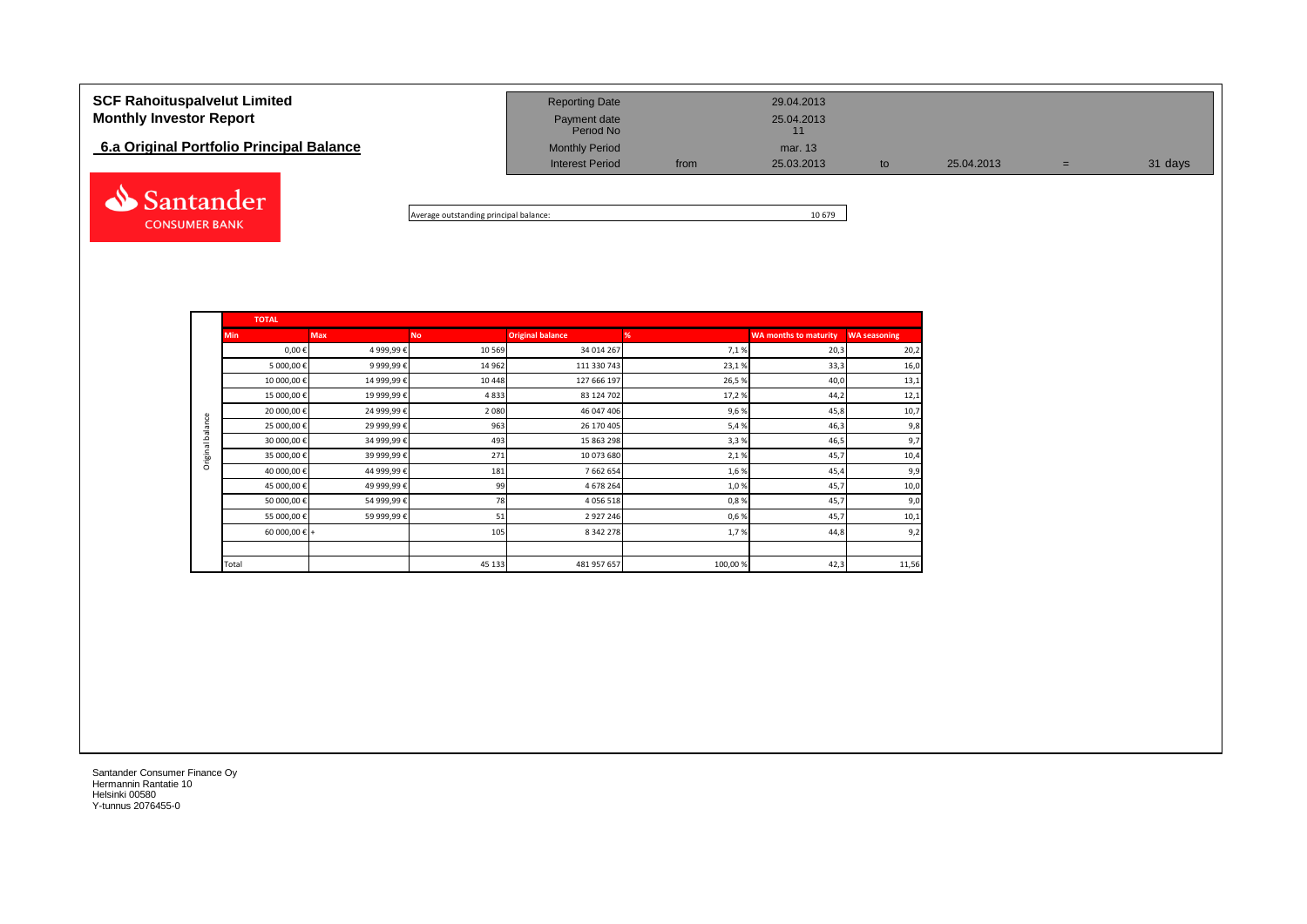# SCF Rahoituspalvelut Limited
# Monthly Investor Report

## 6.a Original Portfolio Principal Balance

| | | | | | | |
|---|---|---|---|---|---|---|
| Reporting Date | | 29.04.2013 | | | | |
| Payment date | | 25.04.2013 | | | | |
| Period No | | 11 | | | | |
| Monthly Period | | mar. 13 | | | | |
| Interest Period | from | 25.03.2013 | to | 25.04.2013 | = | 31 days |

Santander CONSUMER BANK

| Average outstanding principal balance: | 10 679 |
|---|---|

**TOTAL**

| | Min | Max | No | Original balance | % | WA months to maturity | WA seasoning |
|---|---|---|---|---|---|---|---|
| Original balance | 0,00 € | 4 999,99 € | 10 569 | 34 014 267 | 7,1 % | 20,3 | 20,2 |
| | 5 000,00 € | 9 999,99 € | 14 962 | 111 330 743 | 23,1 % | 33,3 | 16,0 |
| | 10 000,00 € | 14 999,99 € | 10 448 | 127 666 197 | 26,5 % | 40,0 | 13,1 |
| | 15 000,00 € | 19 999,99 € | 4 833 | 83 124 702 | 17,2 % | 44,2 | 12,1 |
| | 20 000,00 € | 24 999,99 € | 2 080 | 46 047 406 | 9,6 % | 45,8 | 10,7 |
| | 25 000,00 € | 29 999,99 € | 963 | 26 170 405 | 5,4 % | 46,3 | 9,8 |
| | 30 000,00 € | 34 999,99 € | 493 | 15 863 298 | 3,3 % | 46,5 | 9,7 |
| | 35 000,00 € | 39 999,99 € | 271 | 10 073 680 | 2,1 % | 45,7 | 10,4 |
| | 40 000,00 € | 44 999,99 € | 181 | 7 662 654 | 1,6 % | 45,4 | 9,9 |
| | 45 000,00 € | 49 999,99 € | 99 | 4 678 264 | 1,0 % | 45,7 | 10,0 |
| | 50 000,00 € | 54 999,99 € | 78 | 4 056 518 | 0,8 % | 45,7 | 9,0 |
| | 55 000,00 € | 59 999,99 € | 51 | 2 927 246 | 0,6 % | 45,7 | 10,1 |
| | 60 000,00 € | + | 105 | 8 342 278 | 1,7 % | 44,8 | 9,2 |
| | | | | | | | |
| | Total | | 45 133 | 481 957 657 | 100,00 % | 42,3 | 11,56 |

Santander Consumer Finance Oy
Hermannin Rantatie 10
Helsinki 00580
Y-tunnus 2076455-0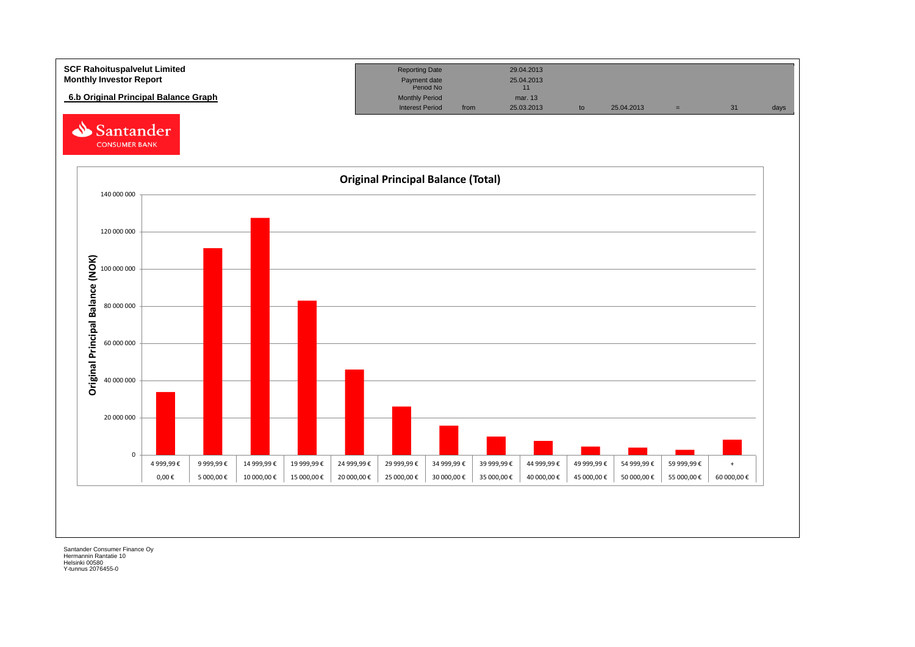**SCF Rahoituspalvelut Limited**
**Monthly Investor Report**

**6.b Original Principal Balance Graph**

| Reporting Date | | 29.04.2013 | | | | | |
|---|---|---|---|---|---|---|---|
| Payment date | | 25.04.2013 | | | | | |
| Period No | | 11 | | | | | |
| Monthly Period | | mar. 13 | | | | | |
| Interest Period | from | 25.03.2013 | to | 25.04.2013 | = | 31 | days |

Santander CONSUMER BANK

**Original Principal Balance (Total)**

Original Principal Balance (NOK)

| From | To |
|---|---|
| 0,00 € | 4 999,99 € |
| 5 000,00 € | 9 999,99 € |
| 10 000,00 € | 14 999,99 € |
| 15 000,00 € | 19 999,99 € |
| 20 000,00 € | 24 999,99 € |
| 25 000,00 € | 29 999,99 € |
| 30 000,00 € | 34 999,99 € |
| 35 000,00 € | 39 999,99 € |
| 40 000,00 € | 44 999,99 € |
| 45 000,00 € | 49 999,99 € |
| 50 000,00 € | 54 999,99 € |
| 55 000,00 € | 59 999,99 € |
| 60 000,00 € | + |

Santander Consumer Finance Oy
Hermannin Rantatie 10
Helsinki 00580
Y-tunnus 2076455-0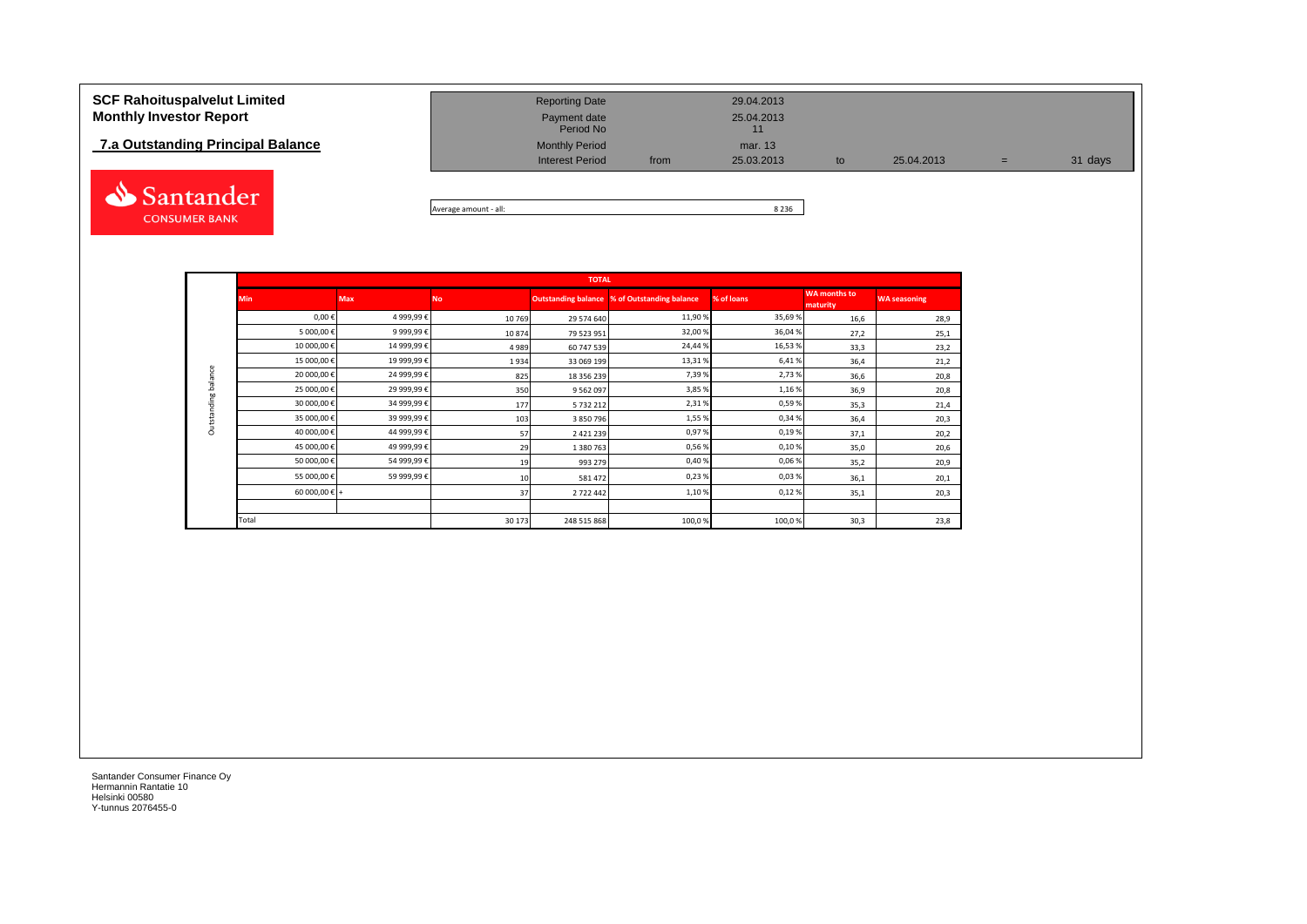# SCF Rahoituspalvelut Limited
# Monthly Investor Report

## 7.a Outstanding Principal Balance

| | | | | | | |
|---|---|---|---|---|---|---|
| Reporting Date | | 29.04.2013 | | | | |
| Payment date | | 25.04.2013 | | | | |
| Period No | | 11 | | | | |
| Monthly Period | | mar. 13 | | | | |
| Interest Period | from | 25.03.2013 | to | 25.04.2013 | = | 31 days |

Average amount - all: 8 236

| | TOTAL | | | | | | | |
|---|---|---|---|---|---|---|---|---|
| | Min | Max | No | Outstanding balance | % of Outstanding balance | % of loans | WA months to maturity | WA seasoning |
| Outstanding balance | 0,00 € | 4 999,99 € | 10 769 | 29 574 640 | 11,90 % | 35,69 % | 16,6 | 28,9 |
| | 5 000,00 € | 9 999,99 € | 10 874 | 79 523 951 | 32,00 % | 36,04 % | 27,2 | 25,1 |
| | 10 000,00 € | 14 999,99 € | 4 989 | 60 747 539 | 24,44 % | 16,53 % | 33,3 | 23,2 |
| | 15 000,00 € | 19 999,99 € | 1 934 | 33 069 199 | 13,31 % | 6,41 % | 36,4 | 21,2 |
| | 20 000,00 € | 24 999,99 € | 825 | 18 356 239 | 7,39 % | 2,73 % | 36,6 | 20,8 |
| | 25 000,00 € | 29 999,99 € | 350 | 9 562 097 | 3,85 % | 1,16 % | 36,9 | 20,8 |
| | 30 000,00 € | 34 999,99 € | 177 | 5 732 212 | 2,31 % | 0,59 % | 35,3 | 21,4 |
| | 35 000,00 € | 39 999,99 € | 103 | 3 850 796 | 1,55 % | 0,34 % | 36,4 | 20,3 |
| | 40 000,00 € | 44 999,99 € | 57 | 2 421 239 | 0,97 % | 0,19 % | 37,1 | 20,2 |
| | 45 000,00 € | 49 999,99 € | 29 | 1 380 763 | 0,56 % | 0,10 % | 35,0 | 20,6 |
| | 50 000,00 € | 54 999,99 € | 19 | 993 279 | 0,40 % | 0,06 % | 35,2 | 20,9 |
| | 55 000,00 € | 59 999,99 € | 10 | 581 472 | 0,23 % | 0,03 % | 36,1 | 20,1 |
| | 60 000,00 € + | | 37 | 2 722 442 | 1,10 % | 0,12 % | 35,1 | 20,3 |
| | | | | | | | | |
| | Total | | 30 173 | 248 515 868 | 100,0 % | 100,0 % | 30,3 | 23,8 |

Santander Consumer Finance Oy
Hermannin Rantatie 10
Helsinki 00580
Y-tunnus 2076455-0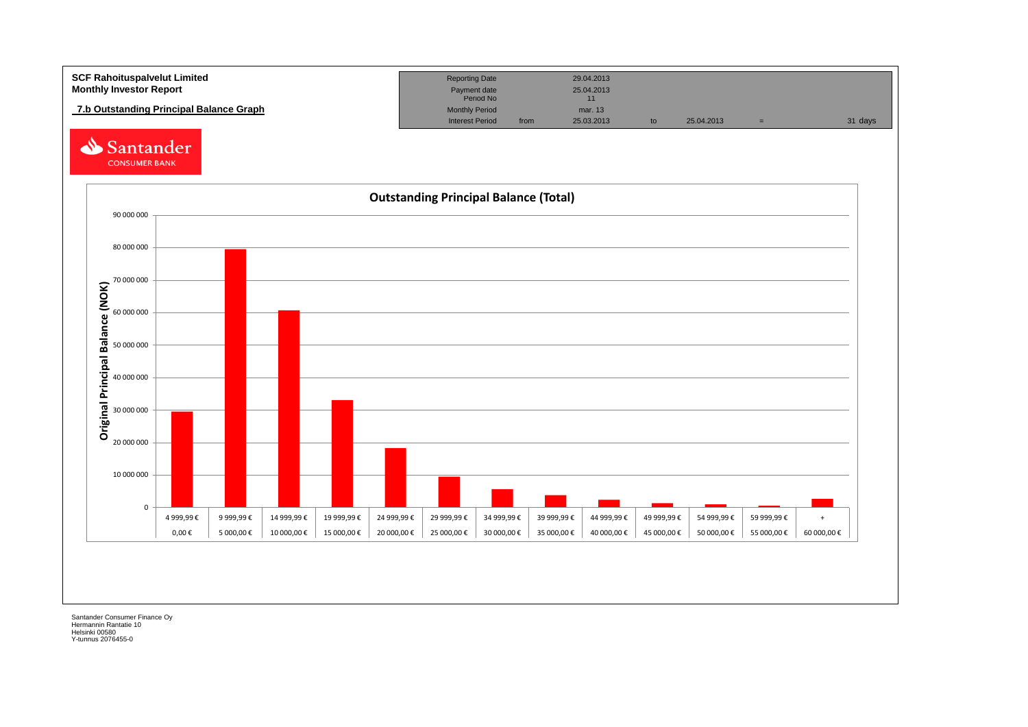**SCF Rahoituspalvelut Limited**
**Monthly Investor Report**

## 7.b Outstanding Principal Balance Graph

| Reporting Date | | 29.04.2013 | | | | |
|---|---|---|---|---|---|---|
| Payment date | | 25.04.2013 | | | | |
| Period No | | 11 | | | | |
| Monthly Period | | mar. 13 | | | | |
| Interest Period | from | 25.03.2013 | to | 25.04.2013 | = | 31 days |

Santander CONSUMER BANK

### Outstanding Principal Balance (Total)

Original Principal Balance (NOK)

| From | To |
|---|---|
| 0,00 € | 4 999,99 € |
| 5 000,00 € | 9 999,99 € |
| 10 000,00 € | 14 999,99 € |
| 15 000,00 € | 19 999,99 € |
| 20 000,00 € | 24 999,99 € |
| 25 000,00 € | 29 999,99 € |
| 30 000,00 € | 34 999,99 € |
| 35 000,00 € | 39 999,99 € |
| 40 000,00 € | 44 999,99 € |
| 45 000,00 € | 49 999,99 € |
| 50 000,00 € | 54 999,99 € |
| 55 000,00 € | 59 999,99 € |
| 60 000,00 € | + |

Santander Consumer Finance Oy
Hermannin Rantatie 10
Helsinki 00580
Y-tunnus 2076455-0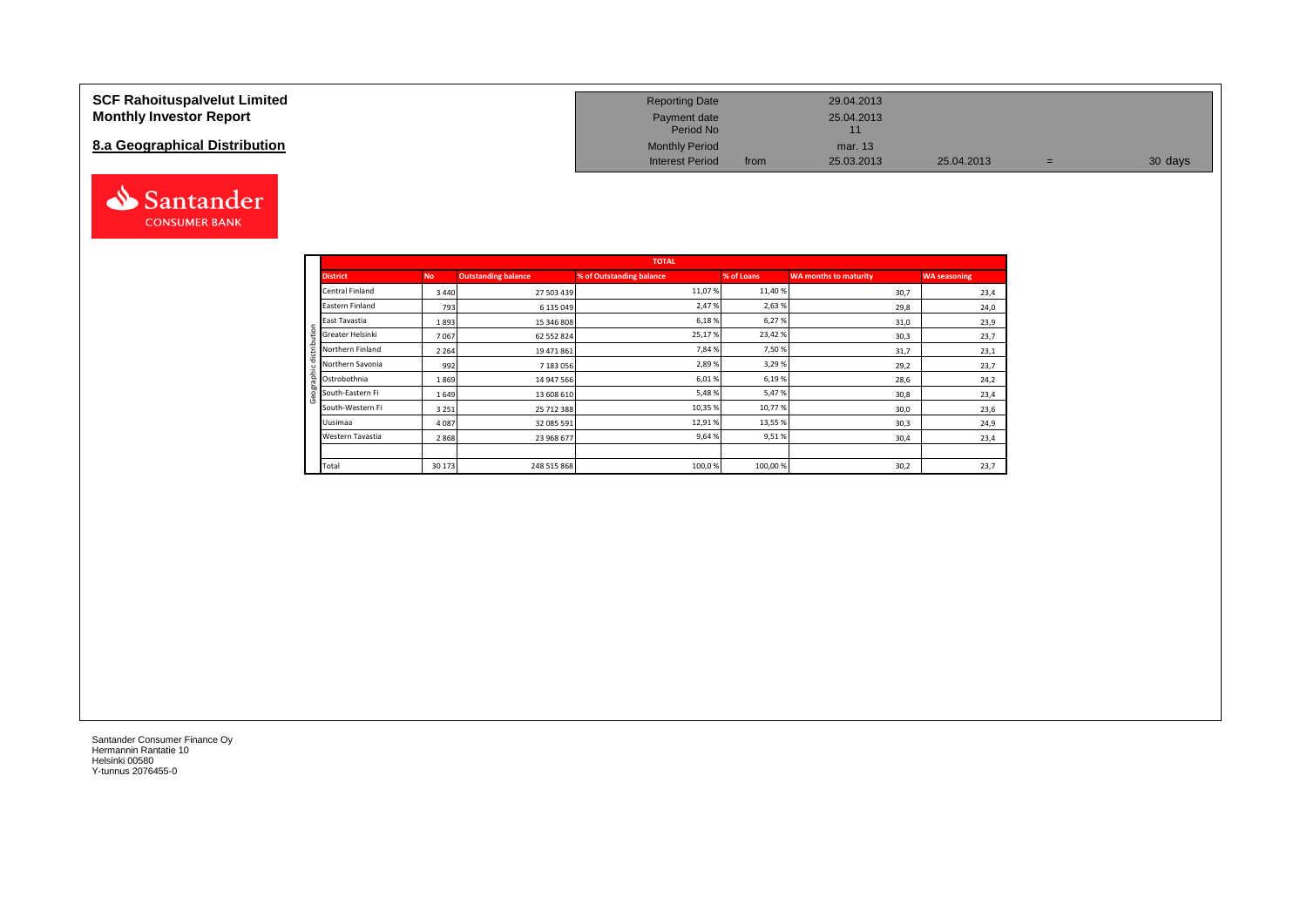# SCF Rahoituspalvelut Limited
# Monthly Investor Report

## 8.a Geographical Distribution

| | | | | | |
|---|---|---|---|---|---|
| Reporting Date | | 29.04.2013 | | | |
| Payment date | | 25.04.2013 | | | |
| Period No | | 11 | | | |
| Monthly Period | | mar. 13 | | | |
| Interest Period | from | 25.03.2013 | 25.04.2013 | = | 30 days |

Geographic distribution

| TOTAL | | | | | | |
|---|---|---|---|---|---|---|
| **District** | **No** | **Outstanding balance** | **% of Outstanding balance** | **% of Loans** | **WA months to maturity** | **WA seasoning** |
| Central Finland | 3 440 | 27 503 439 | 11,07 % | 11,40 % | 30,7 | 23,4 |
| Eastern Finland | 793 | 6 135 049 | 2,47 % | 2,63 % | 29,8 | 24,0 |
| East Tavastia | 1 893 | 15 346 808 | 6,18 % | 6,27 % | 31,0 | 23,9 |
| Greater Helsinki | 7 067 | 62 552 824 | 25,17 % | 23,42 % | 30,3 | 23,7 |
| Northern Finland | 2 264 | 19 471 861 | 7,84 % | 7,50 % | 31,7 | 23,1 |
| Northern Savonia | 992 | 7 183 056 | 2,89 % | 3,29 % | 29,2 | 23,7 |
| Ostrobothnia | 1 869 | 14 947 566 | 6,01 % | 6,19 % | 28,6 | 24,2 |
| South-Eastern Fi | 1 649 | 13 608 610 | 5,48 % | 5,47 % | 30,8 | 23,4 |
| South-Western Fi | 3 251 | 25 712 388 | 10,35 % | 10,77 % | 30,0 | 23,6 |
| Uusimaa | 4 087 | 32 085 591 | 12,91 % | 13,55 % | 30,3 | 24,9 |
| Western Tavastia | 2 868 | 23 968 677 | 9,64 % | 9,51 % | 30,4 | 23,4 |
| | | | | | | |
| Total | 30 173 | 248 515 868 | 100,0 % | 100,00 % | 30,2 | 23,7 |

Santander Consumer Finance Oy
Hermannin Rantatie 10
Helsinki 00580
Y-tunnus 2076455-0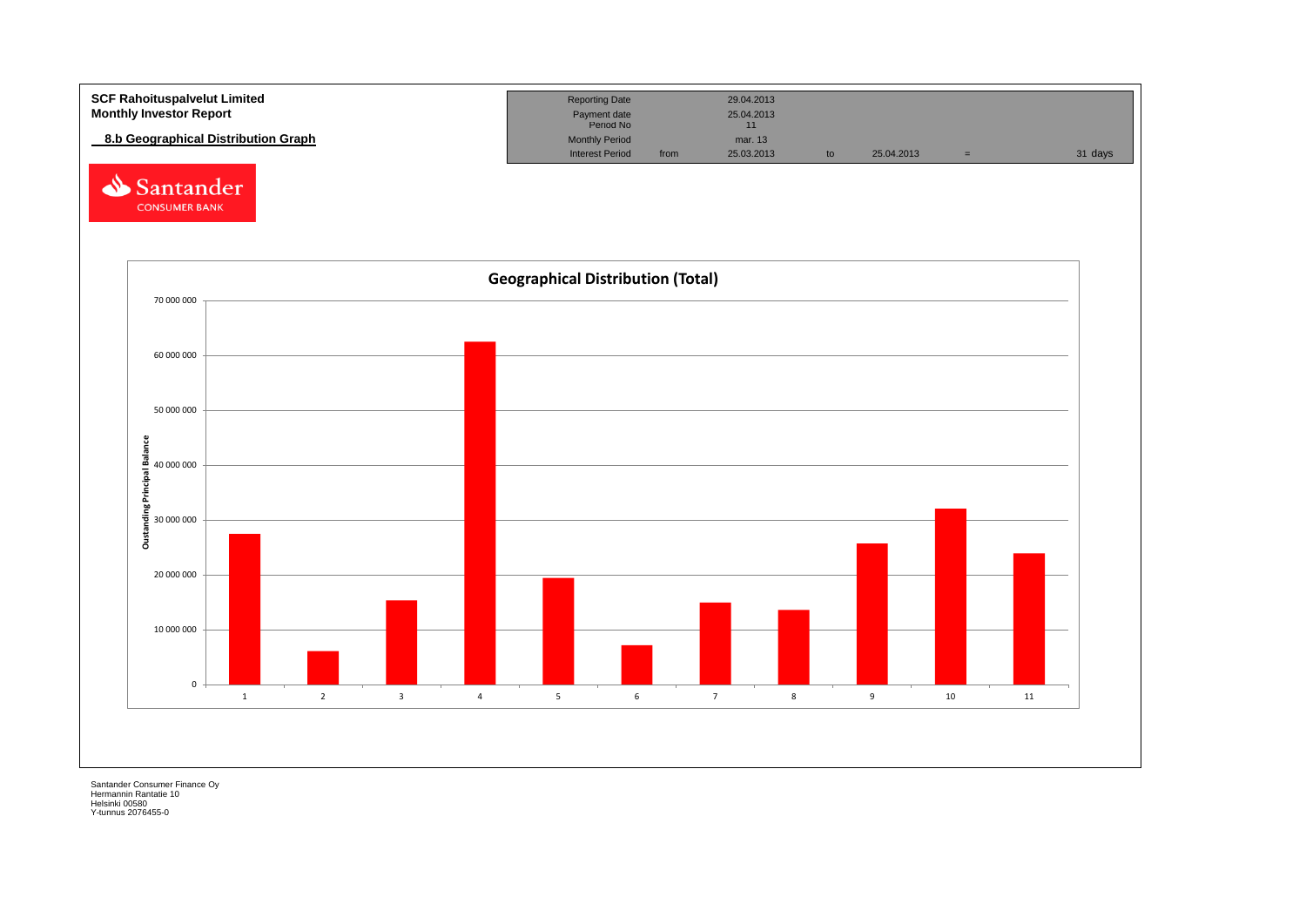**SCF Rahoituspalvelut Limited**
**Monthly Investor Report**

## 8.b Geographical Distribution Graph

| Reporting Date | | 29.04.2013 | | | | |
|---|---|---|---|---|---|---|
| Payment date | | 25.04.2013 | | | | |
| Period No | | 11 | | | | |
| Monthly Period | | mar. 13 | | | | |
| Interest Period | from | 25.03.2013 | to | 25.04.2013 | = | 31 days |

Santander CONSUMER BANK

**Geographical Distribution (Total)**

Oustanding Principal Balance

70 000 000
60 000 000
50 000 000
40 000 000
30 000 000
20 000 000
10 000 000
0

1 2 3 4 5 6 7 8 9 10 11

Santander Consumer Finance Oy
Hermannin Rantatie 10
Helsinki 00580
Y-tunnus 2076455-0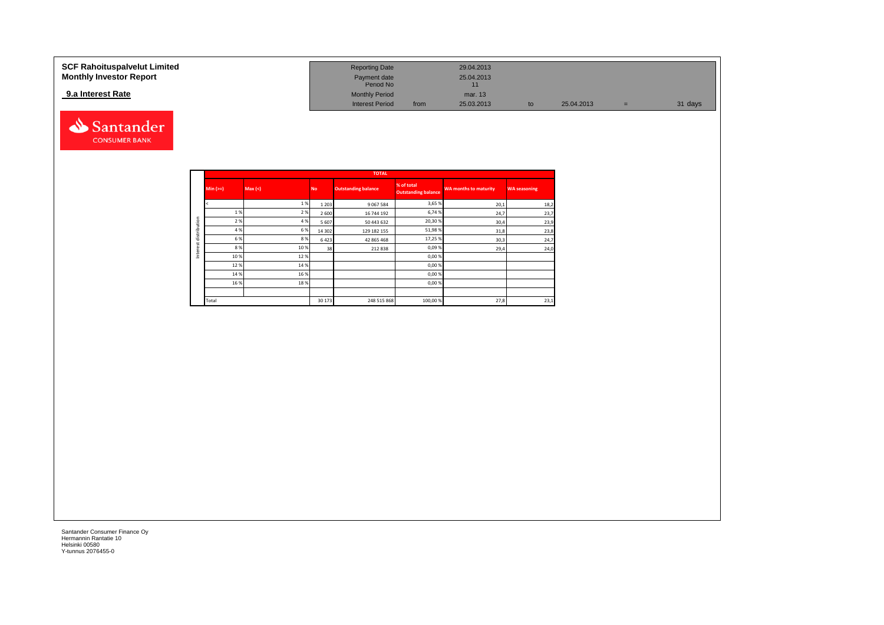**SCF Rahoituspalvelut Limited**
**Monthly Investor Report**

**9.a Interest Rate**

| Reporting Date | | 29.04.2013 | | | | |
|---|---|---|---|---|---|---|
| Payment date | | 25.04.2013 | | | | |
| Period No | | 11 | | | | |
| Monthly Period | | mar. 13 | | | | |
| Interest Period | from | 25.03.2013 | to | 25.04.2013 | = | 31 days |

Santander CONSUMER BANK

| | TOTAL | | | | | | |
|---|---|---|---|---|---|---|---|
| Interest distribution | Min (>=) | Max (<) | No | Outstanding balance | % of total Outstanding balance | WA months to maturity | WA seasoning |
| | < | 1 % | 1 203 | 9 067 584 | 3,65 % | 20,1 | 18,2 |
| | 1 % | 2 % | 2 600 | 16 744 192 | 6,74 % | 24,7 | 23,7 |
| | 2 % | 4 % | 5 607 | 50 443 632 | 20,30 % | 30,4 | 23,9 |
| | 4 % | 6 % | 14 302 | 129 182 155 | 51,98 % | 31,8 | 23,8 |
| | 6 % | 8 % | 6 423 | 42 865 468 | 17,25 % | 30,3 | 24,7 |
| | 8 % | 10 % | 38 | 212 838 | 0,09 % | 29,4 | 24,0 |
| | 10 % | 12 % | | | 0,00 % | | |
| | 12 % | 14 % | | | 0,00 % | | |
| | 14 % | 16 % | | | 0,00 % | | |
| | 16 % | 18 % | | | 0,00 % | | |
| | | | | | | | |
| | Total | | 30 173 | 248 515 868 | 100,00 % | 27,8 | 23,1 |

Santander Consumer Finance Oy
Hermannin Rantatie 10
Helsinki 00580
Y-tunnus 2076455-0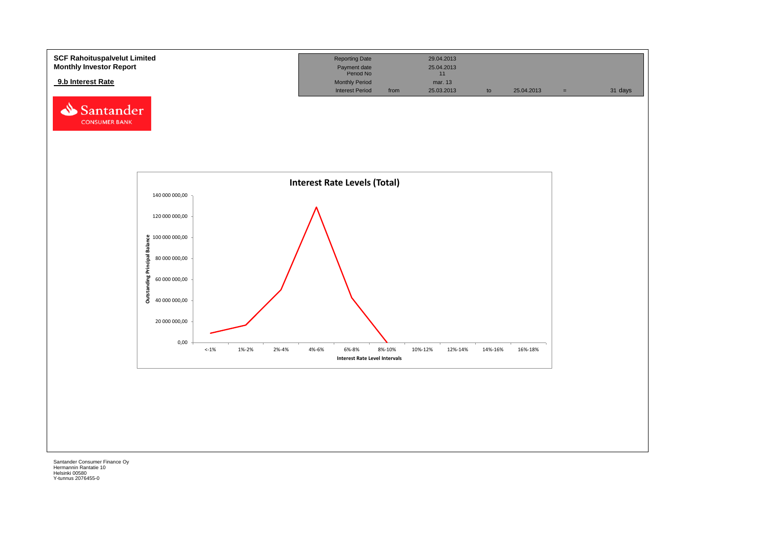**SCF Rahoituspalvelut Limited**
**Monthly Investor Report**

**9.b Interest Rate**

| Reporting Date | | 29.04.2013 | | | | |
|---|---|---|---|---|---|---|
| Payment date | | 25.04.2013 | | | | |
| Period No | | 11 | | | | |
| Monthly Period | | mar. 13 | | | | |
| Interest Period | from | 25.03.2013 | to | 25.04.2013 | = | 31 days |

Santander CONSUMER BANK

**Interest Rate Levels (Total)**

Outstanding Principal Balance

140 000 000,00
120 000 000,00
100 000 000,00
80 000 000,00
60 000 000,00
40 000 000,00
20 000 000,00
0,00

<-1% | 1%-2% | 2%-4% | 4%-6% | 6%-8% | 8%-10% | 10%-12% | 12%-14% | 14%-16% | 16%-18%

**Interest Rate Level Intervals**

Santander Consumer Finance Oy
Hermannin Rantatie 10
Helsinki 00580
Y-tunnus 2076455-0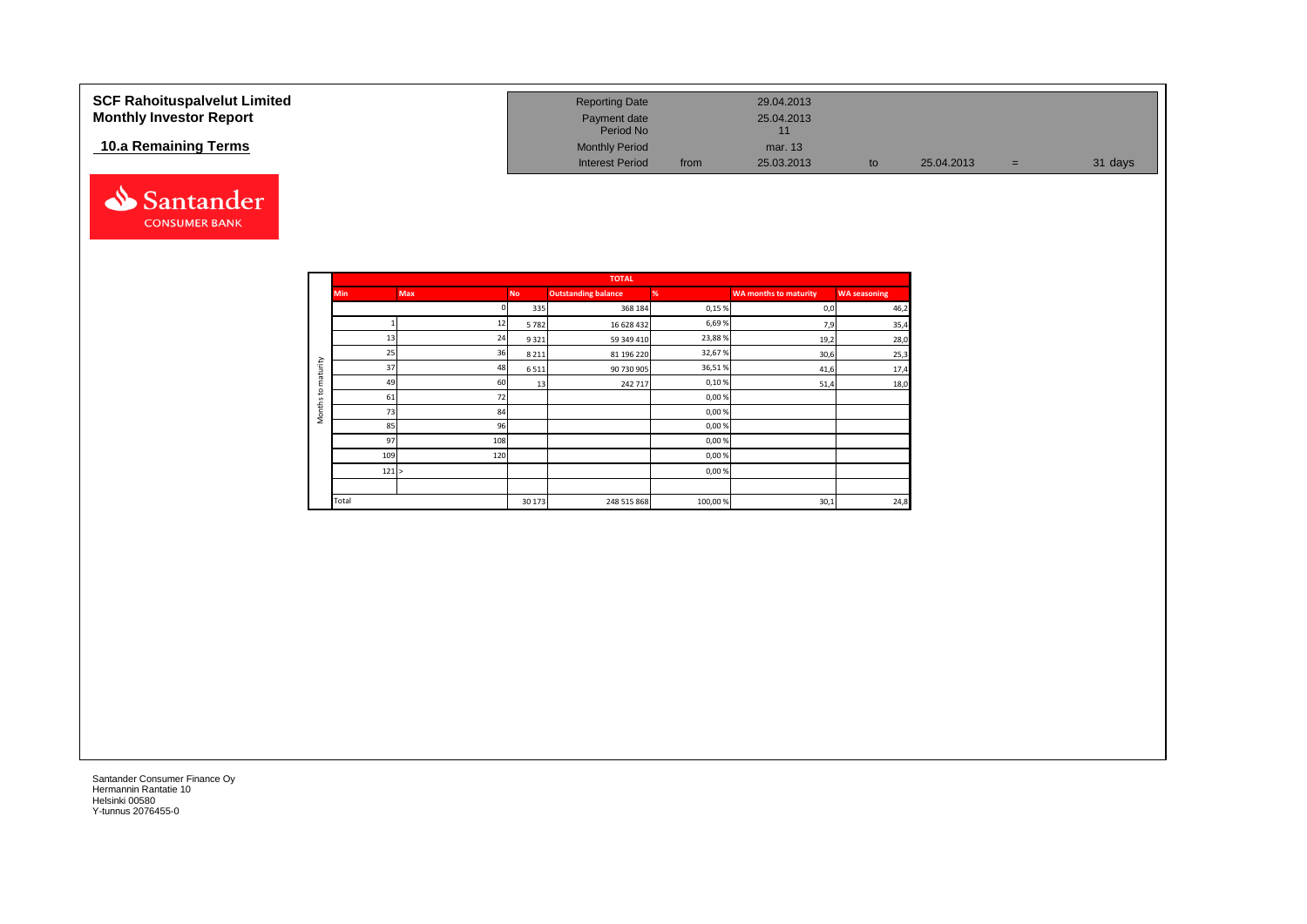**SCF Rahoituspalvelut Limited**
**Monthly Investor Report**

**10.a Remaining Terms**

| | | | | | |
|---|---|---|---|---|---|
| Reporting Date | | 29.04.2013 | | | |
| Payment date | | 25.04.2013 | | | |
| Period No | | 11 | | | |
| Monthly Period | | mar. 13 | | | |
| Interest Period | from | 25.03.2013 | to | 25.04.2013 | = 31 days |

| | TOTAL | | | | | | |
|---|---|---|---|---|---|---|---|
| Min | Max | No | Outstanding balance | % | WA months to maturity | WA seasoning |
| | 0 | 335 | 368 184 | 0,15 % | 0,0 | 46,2 |
| 1 | 12 | 5 782 | 16 628 432 | 6,69 % | 7,9 | 35,4 |
| 13 | 24 | 9 321 | 59 349 410 | 23,88 % | 19,2 | 28,0 |
| 25 | 36 | 8 211 | 81 196 220 | 32,67 % | 30,6 | 25,3 |
| 37 | 48 | 6 511 | 90 730 905 | 36,51 % | 41,6 | 17,4 |
| 49 | 60 | 13 | 242 717 | 0,10 % | 51,4 | 18,0 |
| 61 | 72 | | | 0,00 % | | |
| 73 | 84 | | | 0,00 % | | |
| 85 | 96 | | | 0,00 % | | |
| 97 | 108 | | | 0,00 % | | |
| 109 | 120 | | | 0,00 % | | |
| 121 | > | | | 0,00 % | | |
| | | | | | | |
| Total | | 30 173 | 248 515 868 | 100,00 % | 30,1 | 24,8 |

Months to maturity

Santander Consumer Finance Oy
Hermannin Rantatie 10
Helsinki 00580
Y-tunnus 2076455-0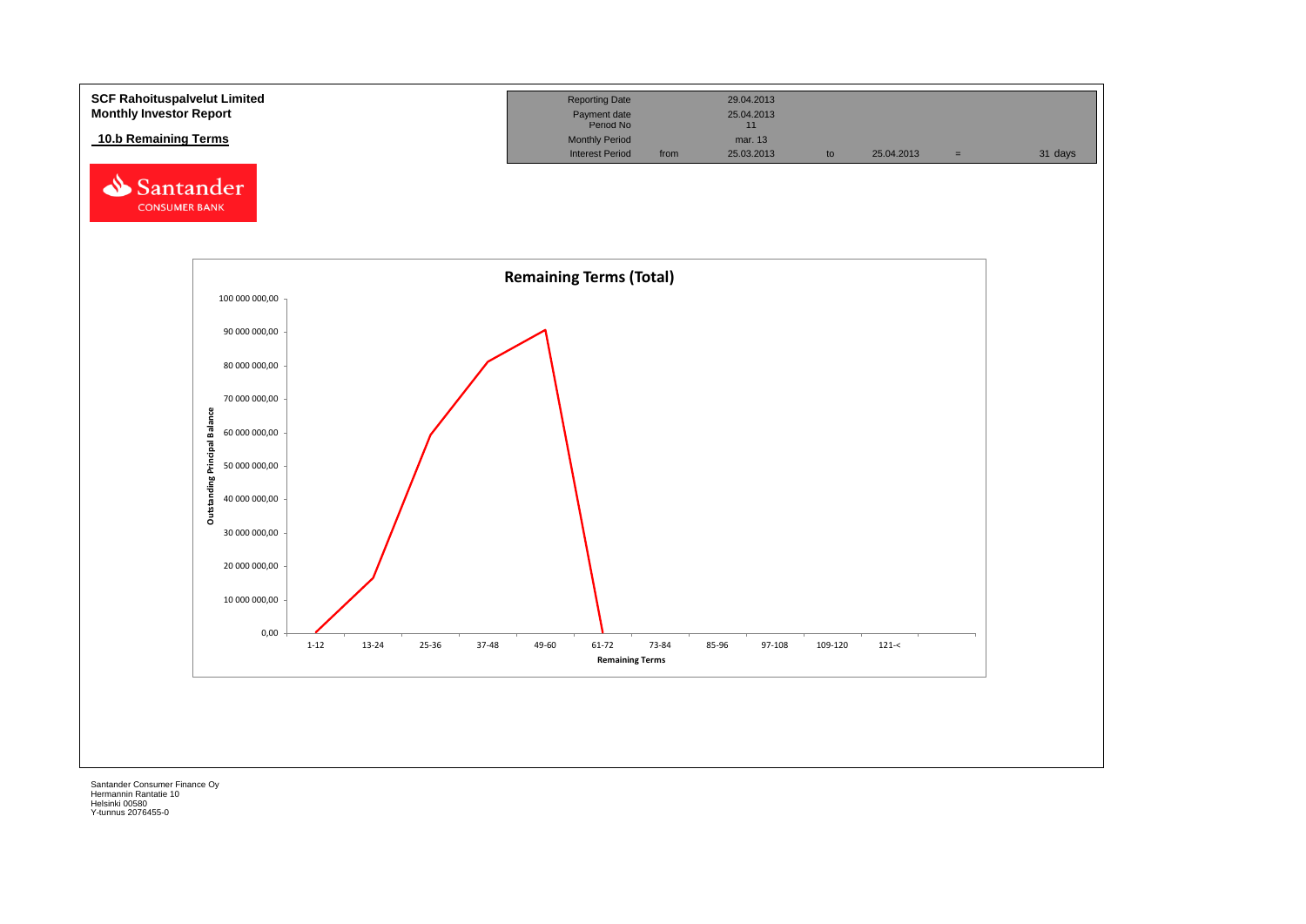**SCF Rahoituspalvelut Limited**
**Monthly Investor Report**

## 10.b Remaining Terms

| Reporting Date | | 29.04.2013 | | | | |
|---|---|---|---|---|---|---|
| Payment date | | 25.04.2013 | | | | |
| Period No | | 11 | | | | |
| Monthly Period | | mar. 13 | | | | |
| Interest Period | from | 25.03.2013 | to | 25.04.2013 | = | 31 days |

**Remaining Terms (Total)**

Outstanding Principal Balance

100 000 000,00
90 000 000,00
80 000 000,00
70 000 000,00
60 000 000,00
50 000 000,00
40 000 000,00
30 000 000,00
20 000 000,00
10 000 000,00
0,00

1-12 | 13-24 | 25-36 | 37-48 | 49-60 | 61-72 | 73-84 | 85-96 | 97-108 | 109-120 | 121-<

Remaining Terms

Santander Consumer Finance Oy
Hermannin Rantatie 10
Helsinki 00580
Y-tunnus 2076455-0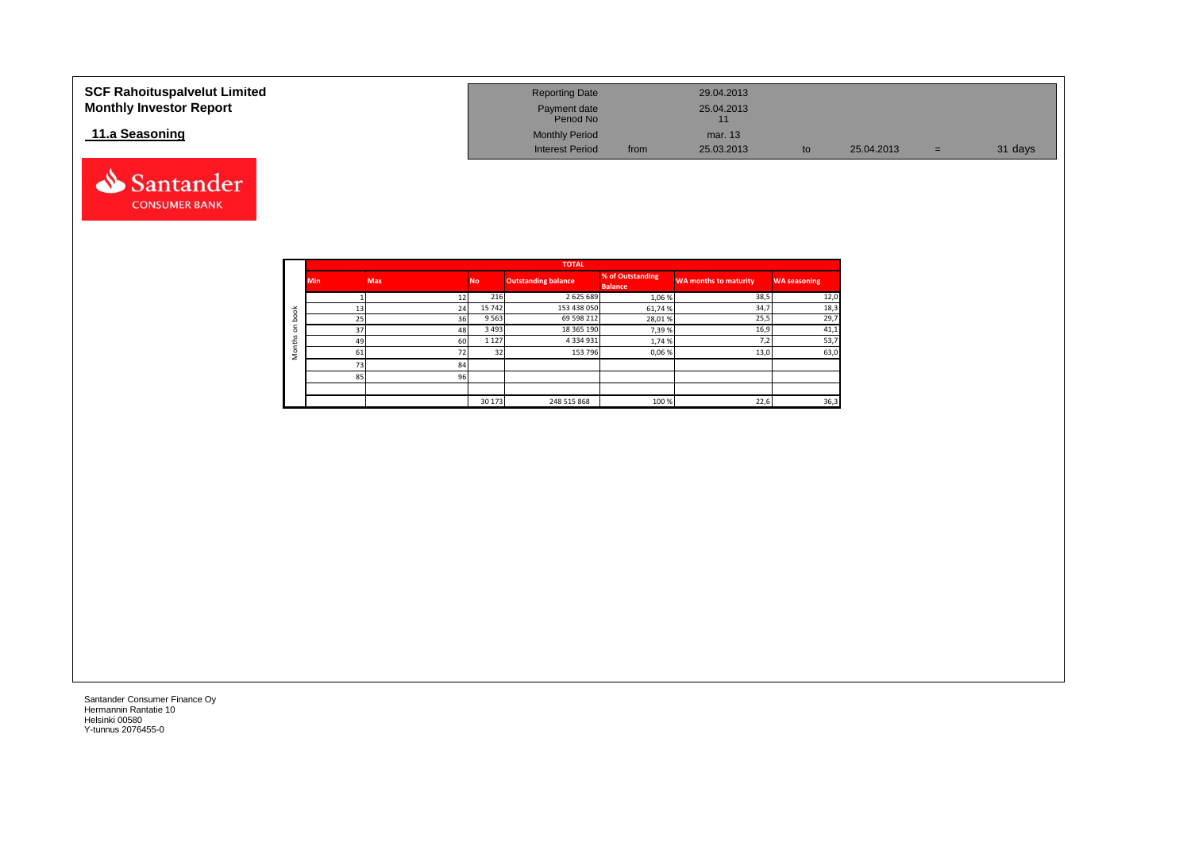**SCF Rahoituspalvelut Limited**
**Monthly Investor Report**

**11.a Seasoning**

| | | | | | |
|---|---|---|---|---|---|
| Reporting Date | | 29.04.2013 | | | |
| Payment date | | 25.04.2013 | | | |
| Period No | | 11 | | | |
| Monthly Period | | mar. 13 | | | |
| Interest Period | from | 25.03.2013 | to | 25.04.2013 | = 31 days |

| | TOTAL | | | | | | |
|---|---|---|---|---|---|---|---|
| | Min | Max | No | Outstanding balance | % of Outstanding Balance | WA months to maturity | WA seasoning |
| Months on book | 1 | 12 | 216 | 2 625 689 | 1,06 % | 38,5 | 12,0 |
| | 13 | 24 | 15 742 | 153 438 050 | 61,74 % | 34,7 | 18,3 |
| | 25 | 36 | 9 563 | 69 598 212 | 28,01 % | 25,5 | 29,7 |
| | 37 | 48 | 3 493 | 18 365 190 | 7,39 % | 16,9 | 41,1 |
| | 49 | 60 | 1 127 | 4 334 931 | 1,74 % | 7,2 | 53,7 |
| | 61 | 72 | 32 | 153 796 | 0,06 % | 13,0 | 63,0 |
| | 73 | 84 | | | | | |
| | 85 | 96 | | | | | |
| | | | | | | | |
| | | | 30 173 | 248 515 868 | 100 % | 22,6 | 36,3 |

Santander Consumer Finance Oy
Hermannin Rantatie 10
Helsinki 00580
Y-tunnus 2076455-0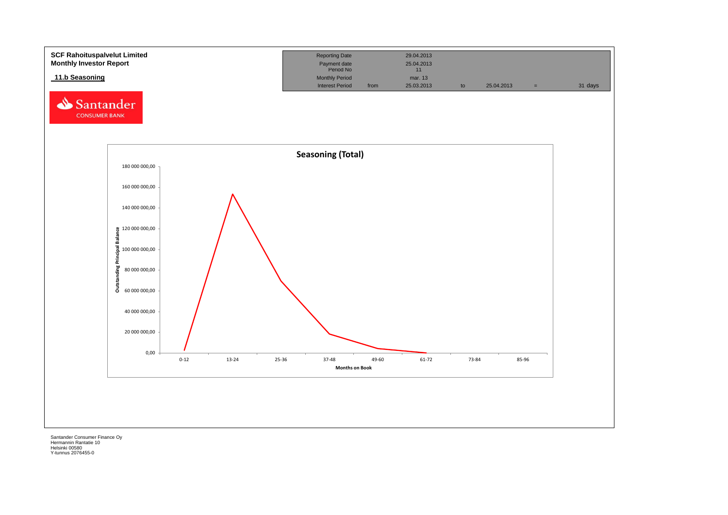**SCF Rahoituspalvelut Limited**
**Monthly Investor Report**

**11.b Seasoning**

| Reporting Date | | 29.04.2013 | | | | |
|---|---|---|---|---|---|---|
| Payment date | | 25.04.2013 | | | | |
| Period No | | 11 | | | | |
| Monthly Period | | mar. 13 | | | | |
| Interest Period | from | 25.03.2013 | to | 25.04.2013 | = | 31 days |

Santander CONSUMER BANK

**Seasoning (Total)**

Outstanding Principal Balance

180 000 000,00
160 000 000,00
140 000 000,00
120 000 000,00
100 000 000,00
80 000 000,00
60 000 000,00
40 000 000,00
20 000 000,00
0,00

0-12 | 13-24 | 25-36 | 37-48 | 49-60 | 61-72 | 73-84 | 85-96

Months on Book

Santander Consumer Finance Oy
Hermannin Rantatie 10
Helsinki 00580
Y-tunnus 2076455-0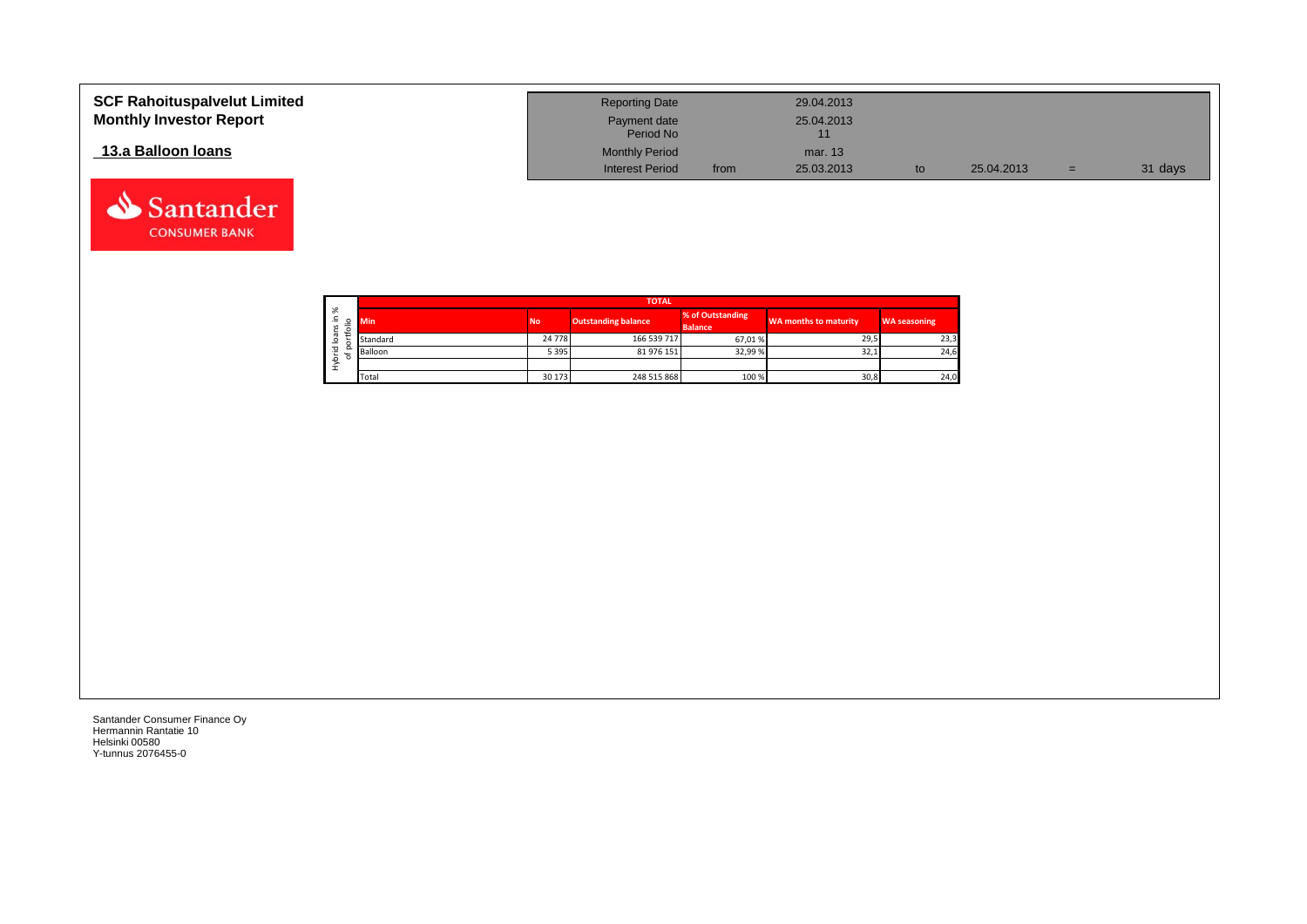# SCF Rahoituspalvelut Limited
# Monthly Investor Report

## 13.a Balloon loans

| | | | | | | |
|---|---|---|---|---|---|---|
| Reporting Date | | 29.04.2013 | | | | |
| Payment date | | 25.04.2013 | | | | |
| Period No | | 11 | | | | |
| Monthly Period | | mar. 13 | | | | |
| Interest Period | from | 25.03.2013 | to | 25.04.2013 | = | 31 days |

Hybrid loans in % of portfolio

| TOTAL | | | | | |
|---|---|---|---|---|---|
| Min | No | Outstanding balance | % of Outstanding Balance | WA months to maturity | WA seasoning |
| Standard | 24 778 | 166 539 717 | 67,01 % | 29,5 | 23,3 |
| Balloon | 5 395 | 81 976 151 | 32,99 % | 32,1 | 24,6 |
| | | | | | |
| Total | 30 173 | 248 515 868 | 100 % | 30,8 | 24,0 |

Santander Consumer Finance Oy
Hermannin Rantatie 10
Helsinki 00580
Y-tunnus 2076455-0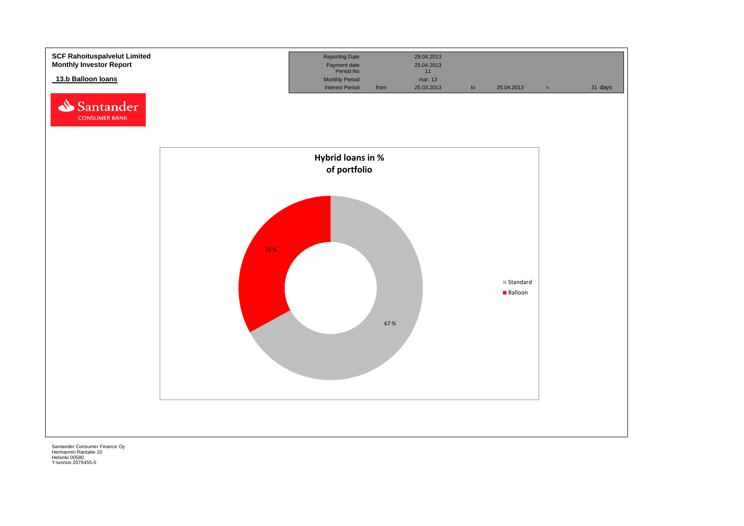**SCF Rahoituspalvelut Limited**
**Monthly Investor Report**

**13.b Balloon loans**

| Reporting Date | | 29.04.2013 | | | | |
|---|---|---|---|---|---|---|
| Payment date | | 25.04.2013 | | | | |
| Period No | | 11 | | | | |
| Monthly Period | | mar. 13 | | | | |
| Interest Period | from | 25.03.2013 | to | 25.04.2013 | = | 31 days |

**Hybrid loans in % of portfolio**

| | % |
|---|---|
| Standard | 67 % |
| Balloon | 33 % |

Santander Consumer Finance Oy
Hermannin Rantatie 10
Helsinki 00580
Y-tunnus 2076455-0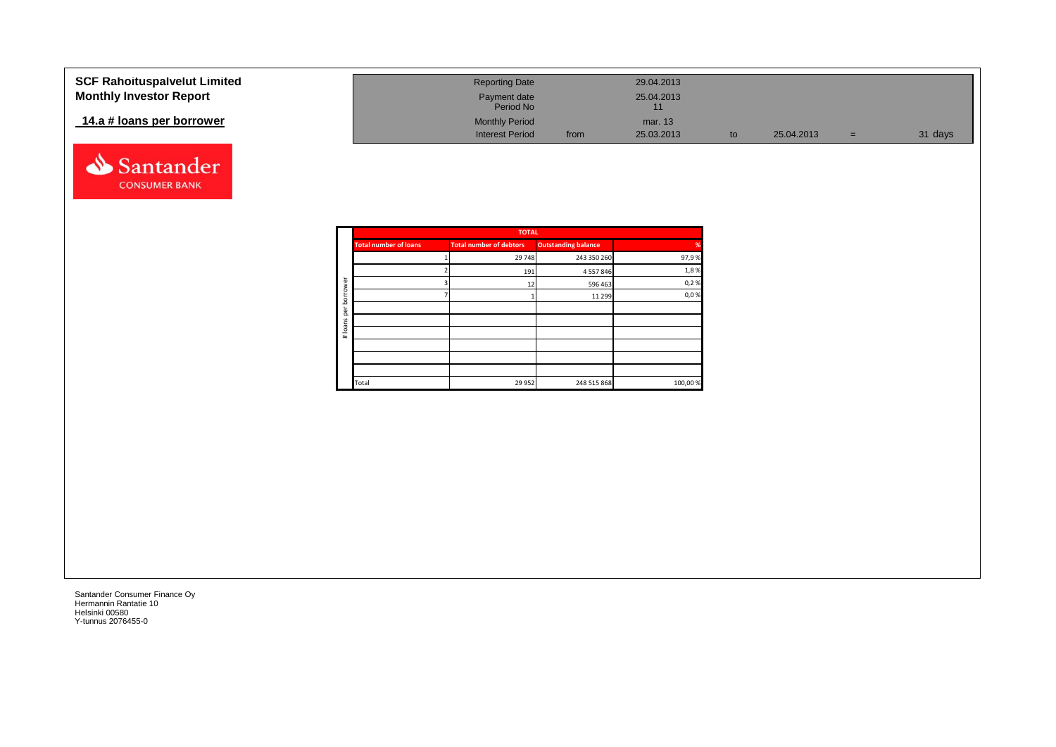**SCF Rahoituspalvelut Limited**
**Monthly Investor Report**

## 14.a # loans per borrower

| | | | | | | |
|---|---|---|---|---|---|---|
| Reporting Date | | 29.04.2013 | | | | |
| Payment date | | 25.04.2013 | | | | |
| Period No | | 11 | | | | |
| Monthly Period | | mar. 13 | | | | |
| Interest Period | from | 25.03.2013 | to | 25.04.2013 | = | 31 days |

# loans per borrower

| TOTAL | | | |
|---|---|---|---|
| **Total number of loans** | **Total number of debtors** | **Outstanding balance** | **%** |
| 1 | 29 748 | 243 350 260 | 97,9 % |
| 2 | 191 | 4 557 846 | 1,8 % |
| 3 | 12 | 596 463 | 0,2 % |
| 7 | 1 | 11 299 | 0,0 % |
| | | | |
| | | | |
| | | | |
| | | | |
| | | | |
| | | | |
| Total | 29 952 | 248 515 868 | 100,00 % |

Santander Consumer Finance Oy
Hermannin Rantatie 10
Helsinki 00580
Y-tunnus 2076455-0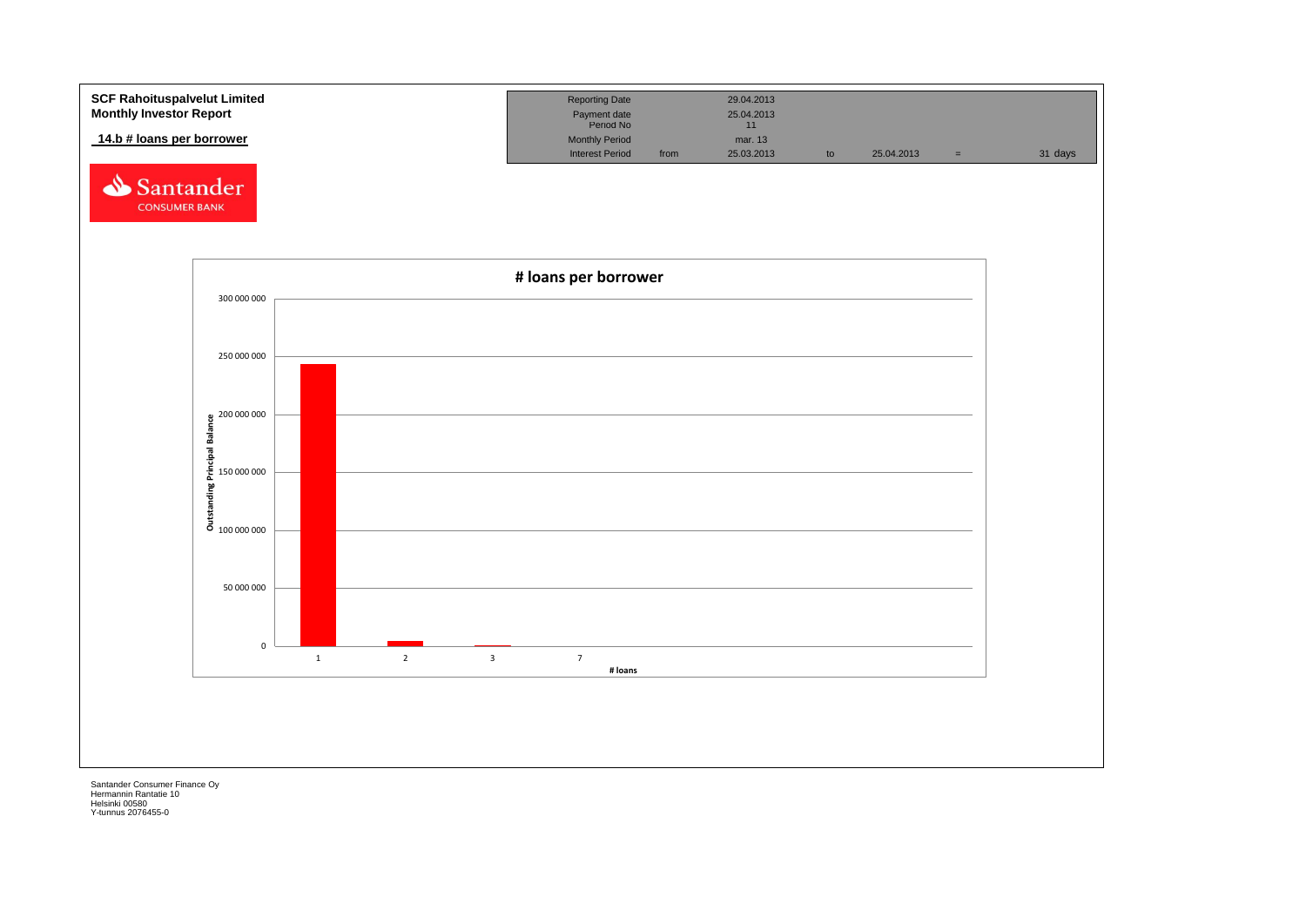**SCF Rahoituspalvelut Limited**
**Monthly Investor Report**

**14.b # loans per borrower**

Santander
CONSUMER BANK

| Reporting Date | | 29.04.2013 | | | | |
|---|---|---|---|---|---|---|
| Payment date | | 25.04.2013 | | | | |
| Period No | | 11 | | | | |
| Monthly Period | | mar. 13 | | | | |
| Interest Period | from | 25.03.2013 | to | 25.04.2013 | = | 31 days |

**# loans per borrower**

Outstanding Principal Balance

300 000 000
250 000 000
200 000 000
150 000 000
100 000 000
50 000 000
0

1 2 3 7

# loans

Santander Consumer Finance Oy
Hermannin Rantatie 10
Helsinki 00580
Y-tunnus 2076455-0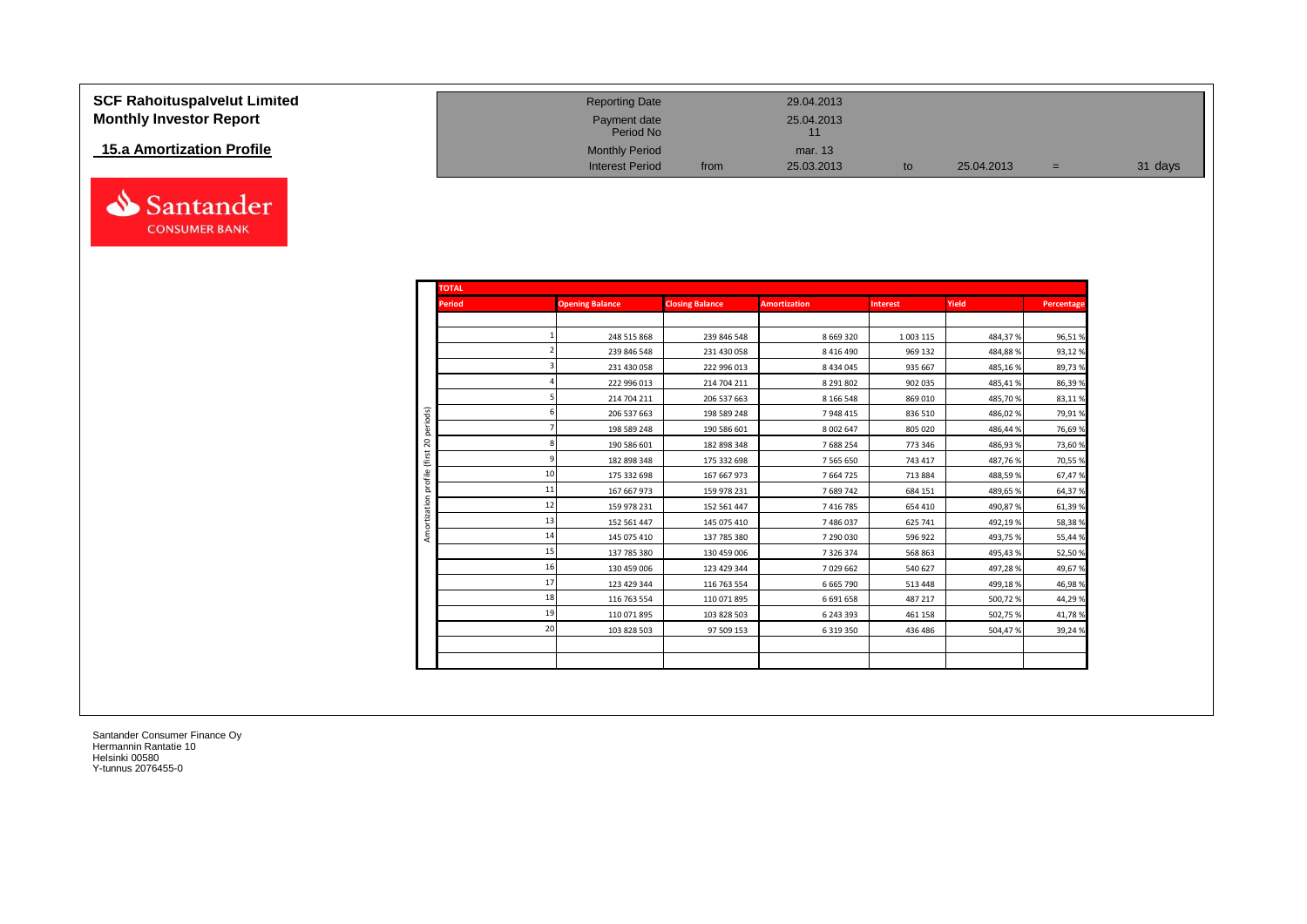**SCF Rahoituspalvelut Limited**
**Monthly Investor Report**

**15.a Amortization Profile**

| | | | | | | |
|---|---|---|---|---|---|---|
| Reporting Date | | 29.04.2013 | | | | |
| Payment date | | 25.04.2013 | | | | |
| Period No | | 11 | | | | |
| Monthly Period | | mar. 13 | | | | |
| Interest Period | from | 25.03.2013 | to | 25.04.2013 | = | 31 days |

**TOTAL**

Amortization profile (first 20 periods)

| Period | Opening Balance | Closing Balance | Amortization | Interest | Yield | Percentage |
|---|---|---|---|---|---|---|
| 1 | 248 515 868 | 239 846 548 | 8 669 320 | 1 003 115 | 484,37 % | 96,51 % |
| 2 | 239 846 548 | 231 430 058 | 8 416 490 | 969 132 | 484,88 % | 93,12 % |
| 3 | 231 430 058 | 222 996 013 | 8 434 045 | 935 667 | 485,16 % | 89,73 % |
| 4 | 222 996 013 | 214 704 211 | 8 291 802 | 902 035 | 485,41 % | 86,39 % |
| 5 | 214 704 211 | 206 537 663 | 8 166 548 | 869 010 | 485,70 % | 83,11 % |
| 6 | 206 537 663 | 198 589 248 | 7 948 415 | 836 510 | 486,02 % | 79,91 % |
| 7 | 198 589 248 | 190 586 601 | 8 002 647 | 805 020 | 486,44 % | 76,69 % |
| 8 | 190 586 601 | 182 898 348 | 7 688 254 | 773 346 | 486,93 % | 73,60 % |
| 9 | 182 898 348 | 175 332 698 | 7 565 650 | 743 417 | 487,76 % | 70,55 % |
| 10 | 175 332 698 | 167 667 973 | 7 664 725 | 713 884 | 488,59 % | 67,47 % |
| 11 | 167 667 973 | 159 978 231 | 7 689 742 | 684 151 | 489,65 % | 64,37 % |
| 12 | 159 978 231 | 152 561 447 | 7 416 785 | 654 410 | 490,87 % | 61,39 % |
| 13 | 152 561 447 | 145 075 410 | 7 486 037 | 625 741 | 492,19 % | 58,38 % |
| 14 | 145 075 410 | 137 785 380 | 7 290 030 | 596 922 | 493,75 % | 55,44 % |
| 15 | 137 785 380 | 130 459 006 | 7 326 374 | 568 863 | 495,43 % | 52,50 % |
| 16 | 130 459 006 | 123 429 344 | 7 029 662 | 540 627 | 497,28 % | 49,67 % |
| 17 | 123 429 344 | 116 763 554 | 6 665 790 | 513 448 | 499,18 % | 46,98 % |
| 18 | 116 763 554 | 110 071 895 | 6 691 658 | 487 217 | 500,72 % | 44,29 % |
| 19 | 110 071 895 | 103 828 503 | 6 243 393 | 461 158 | 502,75 % | 41,78 % |
| 20 | 103 828 503 | 97 509 153 | 6 319 350 | 436 486 | 504,47 % | 39,24 % |

Santander Consumer Finance Oy
Hermannin Rantatie 10
Helsinki 00580
Y-tunnus 2076455-0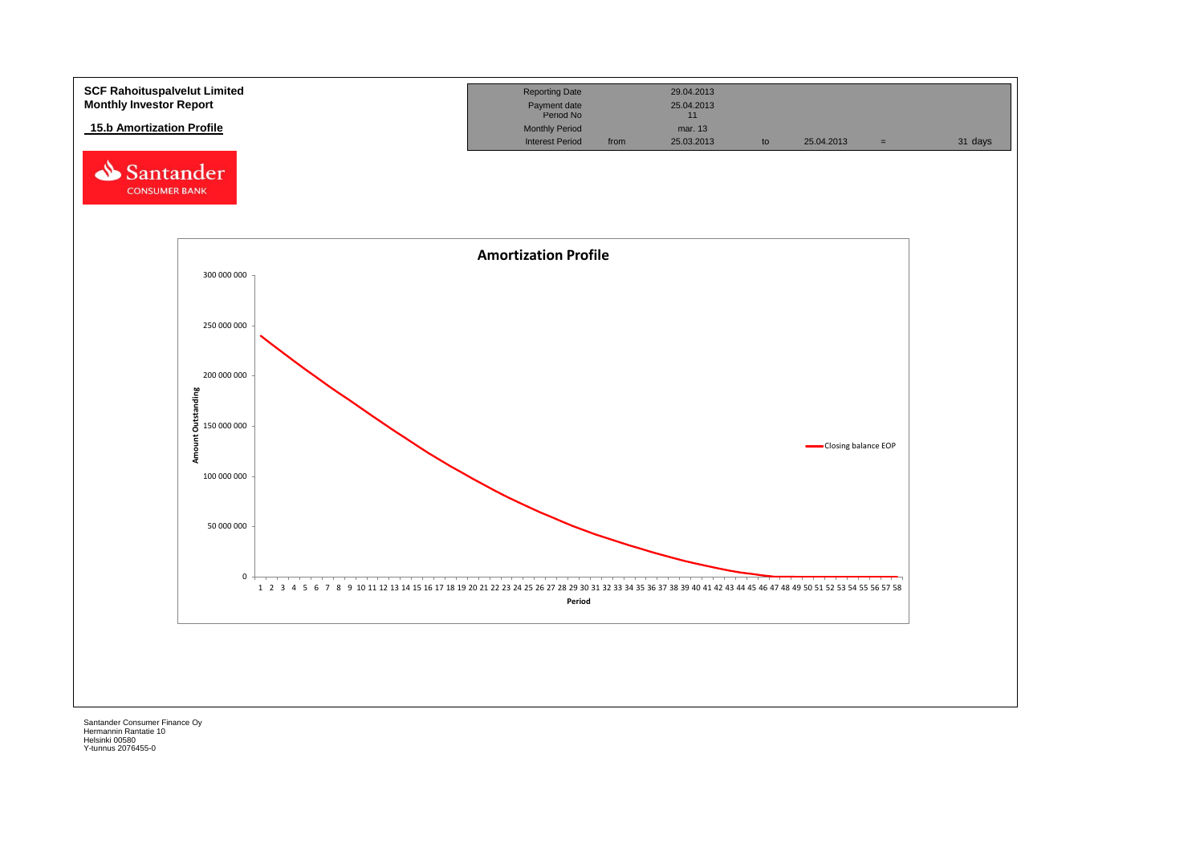**SCF Rahoituspalvelut Limited**
**Monthly Investor Report**

**15.b Amortization Profile**

| Reporting Date | | 29.04.2013 | | | | |
|---|---|---|---|---|---|---|
| Payment date | | 25.04.2013 | | | | |
| Period No | | 11 | | | | |
| Monthly Period | | mar. 13 | | | | |
| Interest Period | from | 25.03.2013 | to | 25.04.2013 | = | 31 days |

**Amortization Profile**

Amount Outstanding (y-axis): 0 – 300 000 000

Period (x-axis): 1 – 58

Legend: Closing balance EOP

Santander Consumer Finance Oy
Hermannin Rantatie 10
Helsinki 00580
Y-tunnus 2076455-0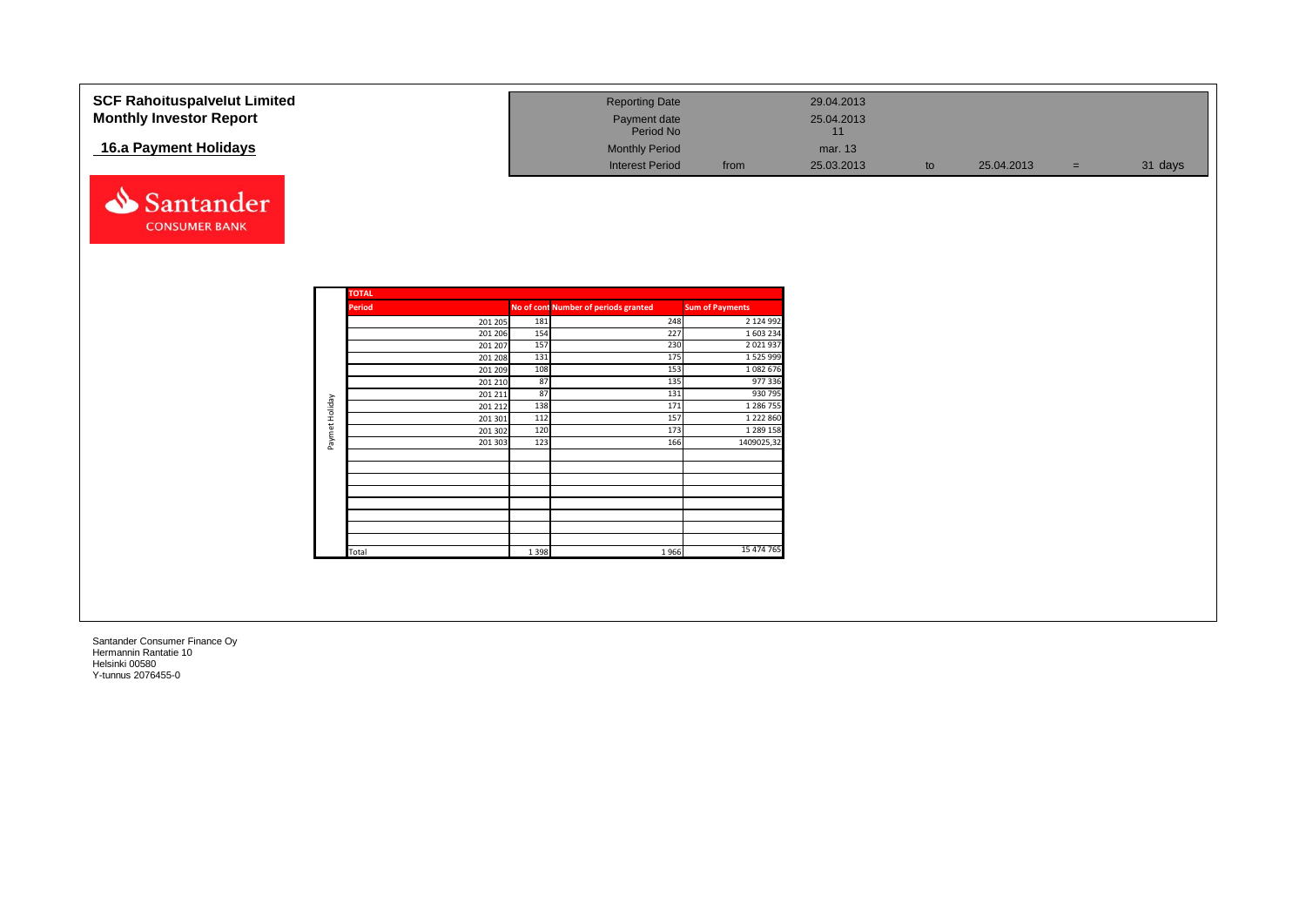# SCF Rahoituspalvelut Limited
## Monthly Investor Report

### 16.a Payment Holidays

| | | | | | | |
|---|---|---|---|---|---|---|
| Reporting Date | | 29.04.2013 | | | | |
| Payment date | | 25.04.2013 | | | | |
| Period No | | 11 | | | | |
| Monthly Period | | mar. 13 | | | | |
| Interest Period | from | 25.03.2013 | to | 25.04.2013 | = | 31 days |

Santander CONSUMER BANK

**TOTAL** — Paymet Holiday

| Period | No of cont | Number of periods granted | Sum of Payments |
|---|---|---|---|
| 201 205 | 181 | 248 | 2 124 992 |
| 201 206 | 154 | 227 | 1 603 234 |
| 201 207 | 157 | 230 | 2 021 937 |
| 201 208 | 131 | 175 | 1 525 999 |
| 201 209 | 108 | 153 | 1 082 676 |
| 201 210 | 87 | 135 | 977 336 |
| 201 211 | 87 | 131 | 930 795 |
| 201 212 | 138 | 171 | 1 286 755 |
| 201 301 | 112 | 157 | 1 222 860 |
| 201 302 | 120 | 173 | 1 289 158 |
| 201 303 | 123 | 166 | 1409025,32 |
| | | | |
| | | | |
| | | | |
| | | | |
| | | | |
| | | | |
| | | | |
| | | | |
| Total | 1 398 | 1 966 | 15 474 765 |

Santander Consumer Finance Oy
Hermannin Rantatie 10
Helsinki 00580
Y-tunnus 2076455-0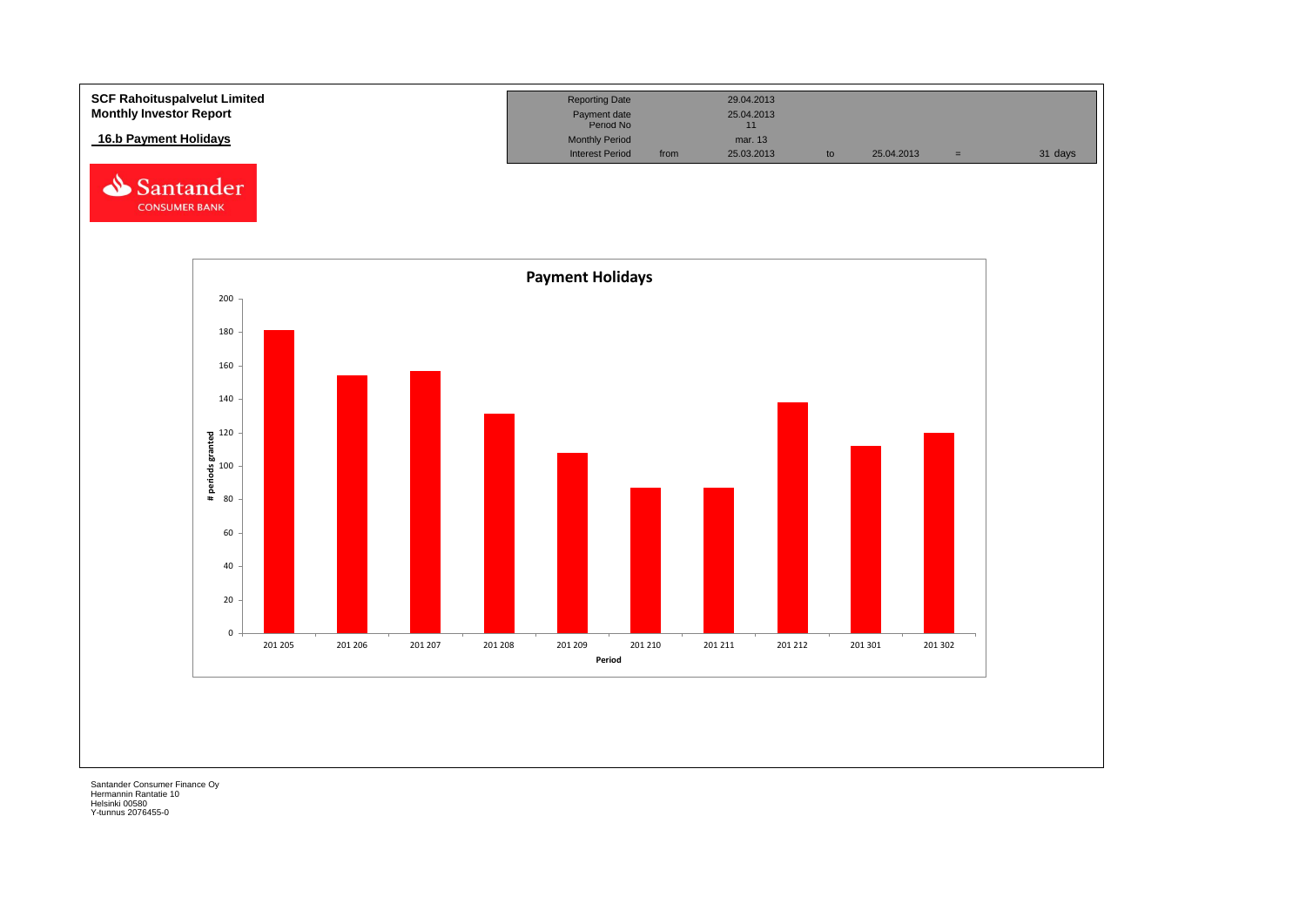**SCF Rahoituspalvelut Limited**
**Monthly Investor Report**

**16.b Payment Holidays**

| Reporting Date | | 29.04.2013 | | | | |
|---|---|---|---|---|---|---|
| Payment date | | 25.04.2013 | | | | |
| Period No | | 11 | | | | |
| Monthly Period | | mar. 13 | | | | |
| Interest Period | from | 25.03.2013 | to | 25.04.2013 | = | 31 days |

**Payment Holidays**

| Period | # periods granted |
|---|---|
| 201 205 | 181 |
| 201 206 | 154 |
| 201 207 | 157 |
| 201 208 | 131 |
| 201 209 | 108 |
| 201 210 | 87 |
| 201 211 | 87 |
| 201 212 | 138 |
| 201 301 | 112 |
| 201 302 | 120 |

Santander Consumer Finance Oy
Hermannin Rantatie 10
Helsinki 00580
Y-tunnus 2076455-0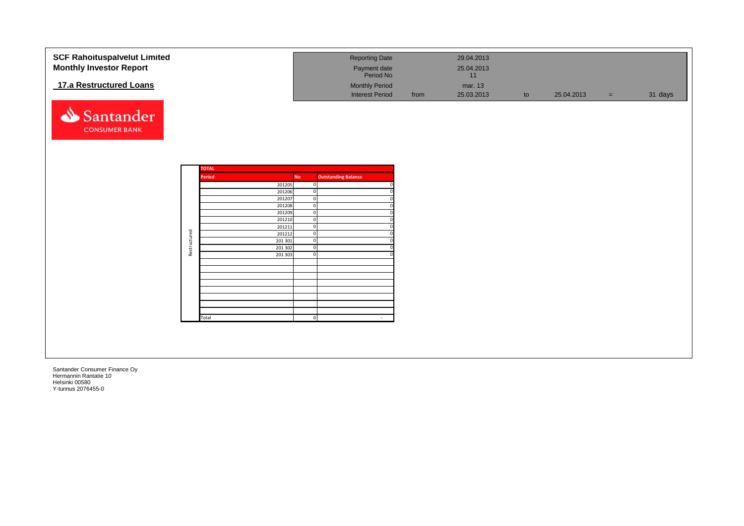**SCF Rahoituspalvelut Limited**
**Monthly Investor Report**

**17.a Restructured Loans**

| | | | | | | |
|---|---|---|---|---|---|---|
| Reporting Date | | 29.04.2013 | | | | |
| Payment date | | 25.04.2013 | | | | |
| Period No | | 11 | | | | |
| Monthly Period | | mar. 13 | | | | |
| Interest Period | from | 25.03.2013 | to | 25.04.2013 | = | 31 days |

| | TOTAL | | |
|---|---|---|---|
| | **Period** | **No** | **Outstanding Balance** |
| Restructured | 201205 | 0 | 0 |
| | 201206 | 0 | 0 |
| | 201207 | 0 | 0 |
| | 201208 | 0 | 0 |
| | 201209 | 0 | 0 |
| | 201210 | 0 | 0 |
| | 201211 | 0 | 0 |
| | 201212 | 0 | 0 |
| | 201 301 | 0 | 0 |
| | 201 302 | 0 | 0 |
| | 201 303 | 0 | 0 |
| | Total | 0 | - |

Santander Consumer Finance Oy
Hermannin Rantatie 10
Helsinki 00580
Y-tunnus 2076455-0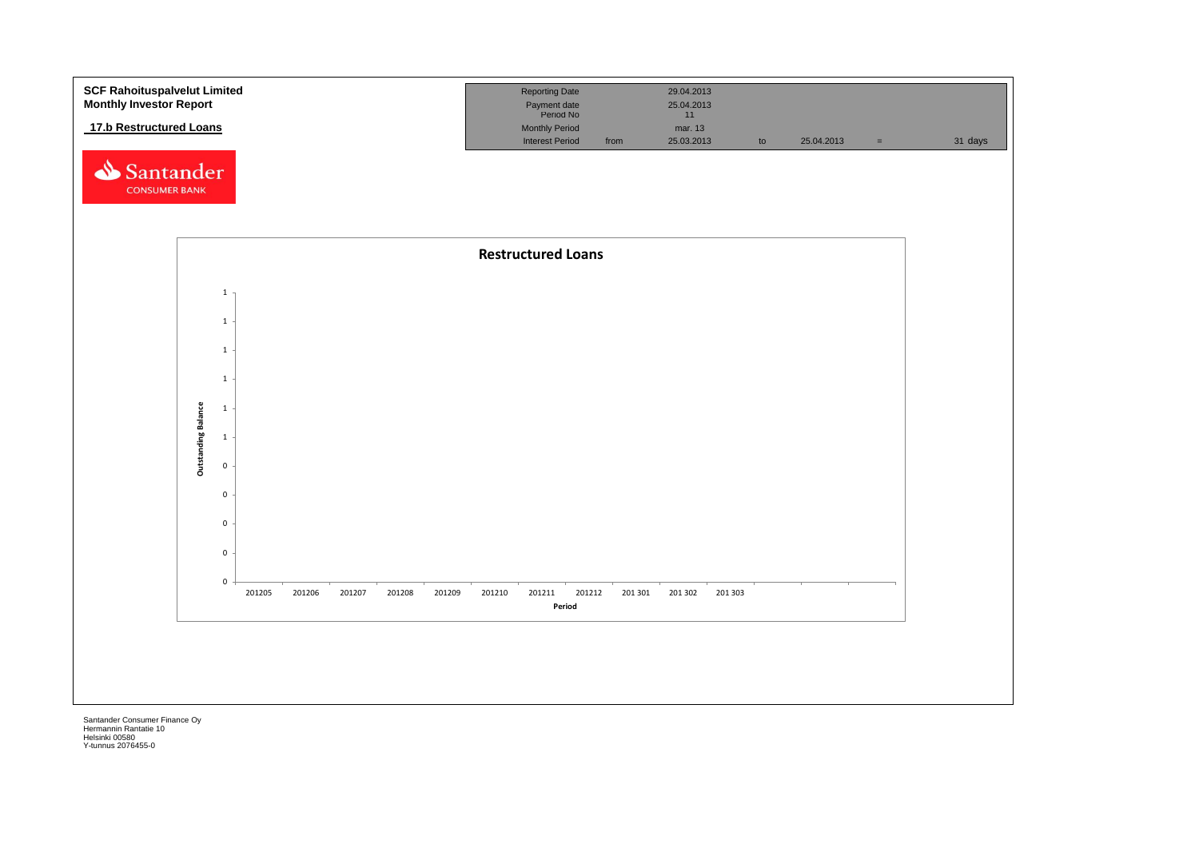**SCF Rahoituspalvelut Limited**
**Monthly Investor Report**

**17.b Restructured Loans**

| | | | | | | |
|---|---|---|---|---|---|---|
| Reporting Date | | 29.04.2013 | | | | |
| Payment date | | 25.04.2013 | | | | |
| Period No | | 11 | | | | |
| Monthly Period | | mar. 13 | | | | |
| Interest Period | from | 25.03.2013 | to | 25.04.2013 | = | 31 days |

**Restructured Loans**

Outstanding Balance: 1, 1, 1, 1, 1, 1, 0, 0, 0, 0, 0

Period: 201205, 201206, 201207, 201208, 201209, 201210, 201211, 201212, 201 301, 201 302, 201 303

Santander Consumer Finance Oy
Hermannin Rantatie 10
Helsinki 00580
Y-tunnus 2076455-0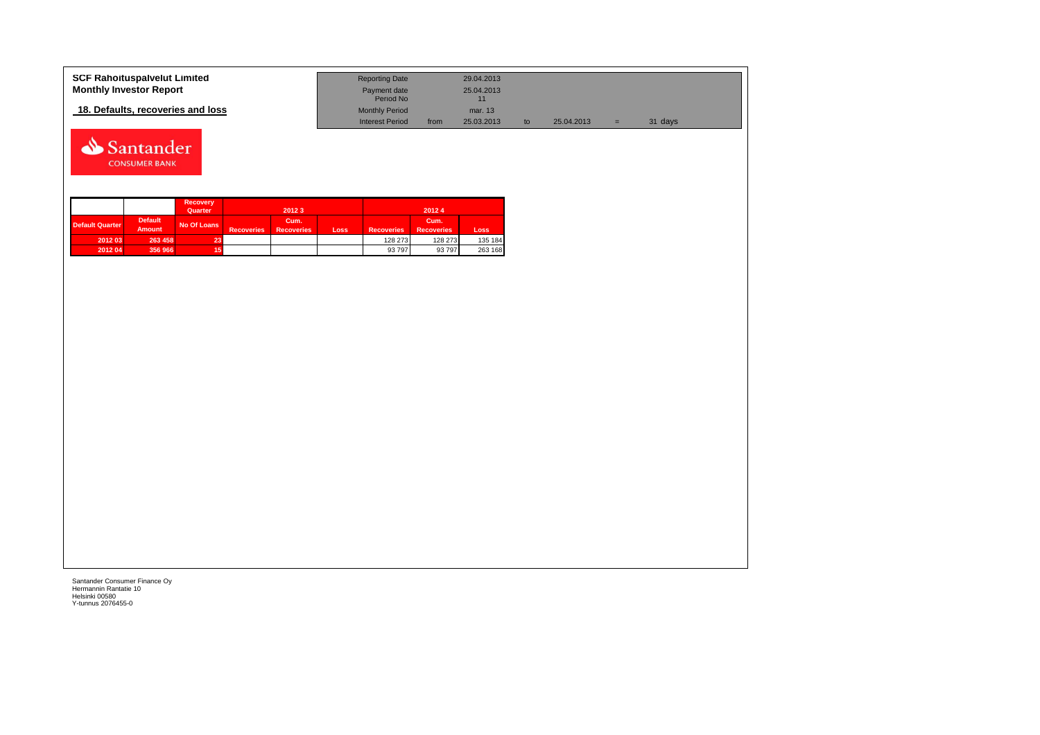**SCF Rahoituspalvelut Limited**
**Monthly Investor Report**

## 18. Defaults, recoveries and loss

| | | | | | | |
|---|---|---|---|---|---|---|
| Reporting Date | | 29.04.2013 | | | | |
| Payment date | | 25.04.2013 | | | | |
| Period No | | 11 | | | | |
| Monthly Period | | mar. 13 | | | | |
| Interest Period | from | 25.03.2013 | to | 25.04.2013 | = | 31 days |

Santander CONSUMER BANK

| | | Recovery Quarter | 2012 3 | | | 2012 4 | | |
|---|---|---|---|---|---|---|---|---|
| Default Quarter | Default Amount | No Of Loans | Recoveries | Cum. Recoveries | Loss | Recoveries | Cum. Recoveries | Loss |
| 2012 03 | 263 458 | 23 | | | | 128 273 | 128 273 | 135 184 |
| 2012 04 | 356 966 | 15 | | | | 93 797 | 93 797 | 263 168 |

Santander Consumer Finance Oy
Hermannin Rantatie 10
Helsinki 00580
Y-tunnus 2076455-0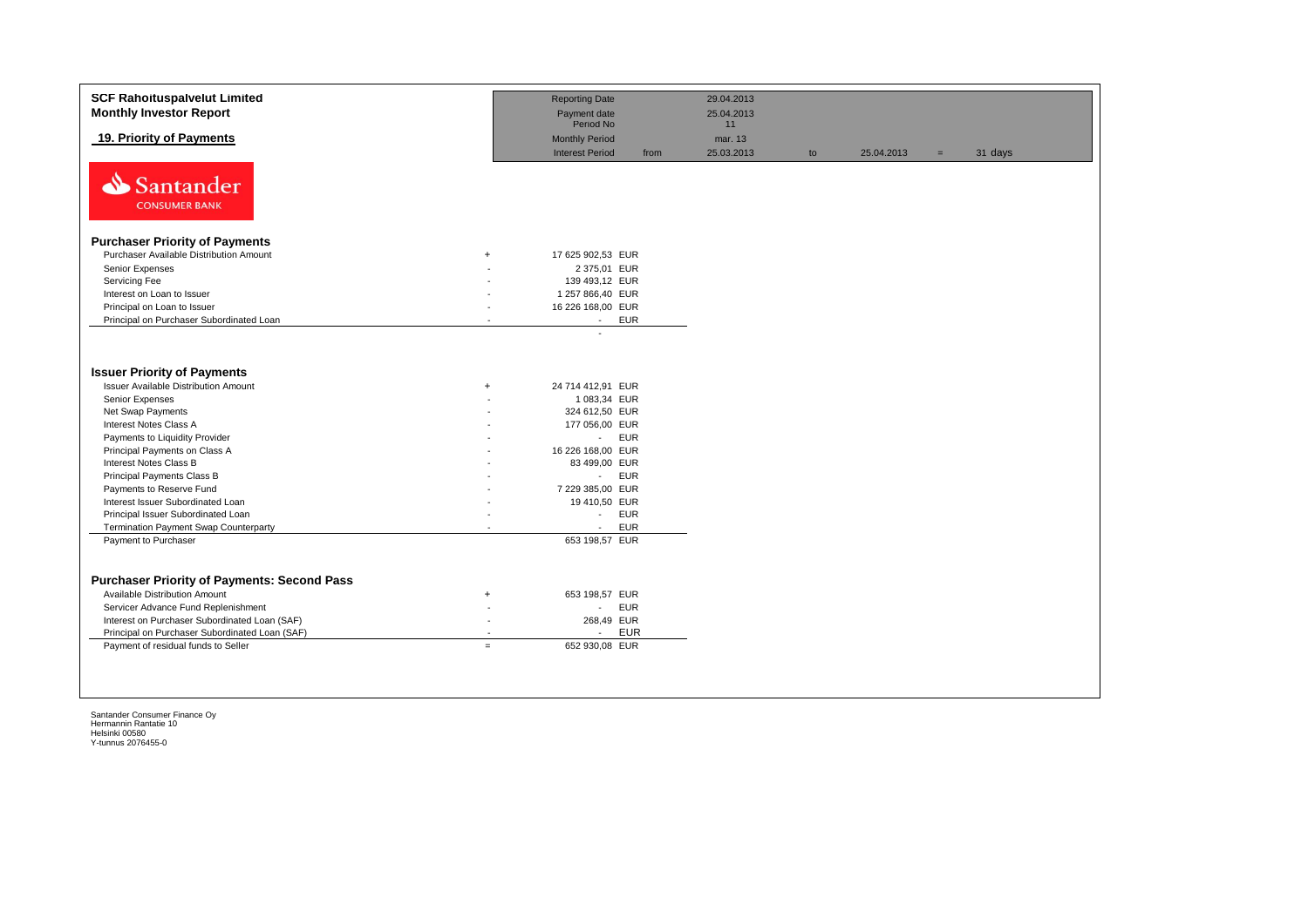**SCF Rahoituspalvelut Limited**
**Monthly Investor Report**

## 19. Priority of Payments

| | | | | | | |
|---|---|---|---|---|---|---|
| Reporting Date | | 29.04.2013 | | | | |
| Payment date | | 25.04.2013 | | | | |
| Period No | | 11 | | | | |
| Monthly Period | | mar. 13 | | | | |
| Interest Period | from | 25.03.2013 | to | 25.04.2013 | = | 31 days |

Santander
CONSUMER BANK

### Purchaser Priority of Payments

| | | | |
|---|---|---|---|
| Purchaser Available Distribution Amount | + | 17 625 902,53 | EUR |
| Senior Expenses | - | 2 375,01 | EUR |
| Servicing Fee | - | 139 493,12 | EUR |
| Interest on Loan to Issuer | - | 1 257 866,40 | EUR |
| Principal on Loan to Issuer | - | 16 226 168,00 | EUR |
| Principal on Purchaser Subordinated Loan | - | - | EUR |
| | | - | |

### Issuer Priority of Payments

| | | | |
|---|---|---|---|
| Issuer Available Distribution Amount | + | 24 714 412,91 | EUR |
| Senior Expenses | - | 1 083,34 | EUR |
| Net Swap Payments | - | 324 612,50 | EUR |
| Interest Notes Class A | - | 177 056,00 | EUR |
| Payments to Liquidity Provider | - | - | EUR |
| Principal Payments on Class A | - | 16 226 168,00 | EUR |
| Interest Notes Class B | - | 83 499,00 | EUR |
| Principal Payments Class B | - | - | EUR |
| Payments to Reserve Fund | - | 7 229 385,00 | EUR |
| Interest Issuer Subordinated Loan | - | 19 410,50 | EUR |
| Principal Issuer Subordinated Loan | - | - | EUR |
| Termination Payment Swap Counterparty | - | - | EUR |
| Payment to Purchaser | | 653 198,57 | EUR |

### Purchaser Priority of Payments: Second Pass

| | | | |
|---|---|---|---|
| Available Distribution Amount | + | 653 198,57 | EUR |
| Servicer Advance Fund Replenishment | - | - | EUR |
| Interest on Purchaser Subordinated Loan (SAF) | - | 268,49 | EUR |
| Principal on Purchaser Subordinated Loan (SAF) | - | - | EUR |
| Payment of residual funds to Seller | = | 652 930,08 | EUR |

Santander Consumer Finance Oy
Hermannin Rantatie 10
Helsinki 00580
Y-tunnus 2076455-0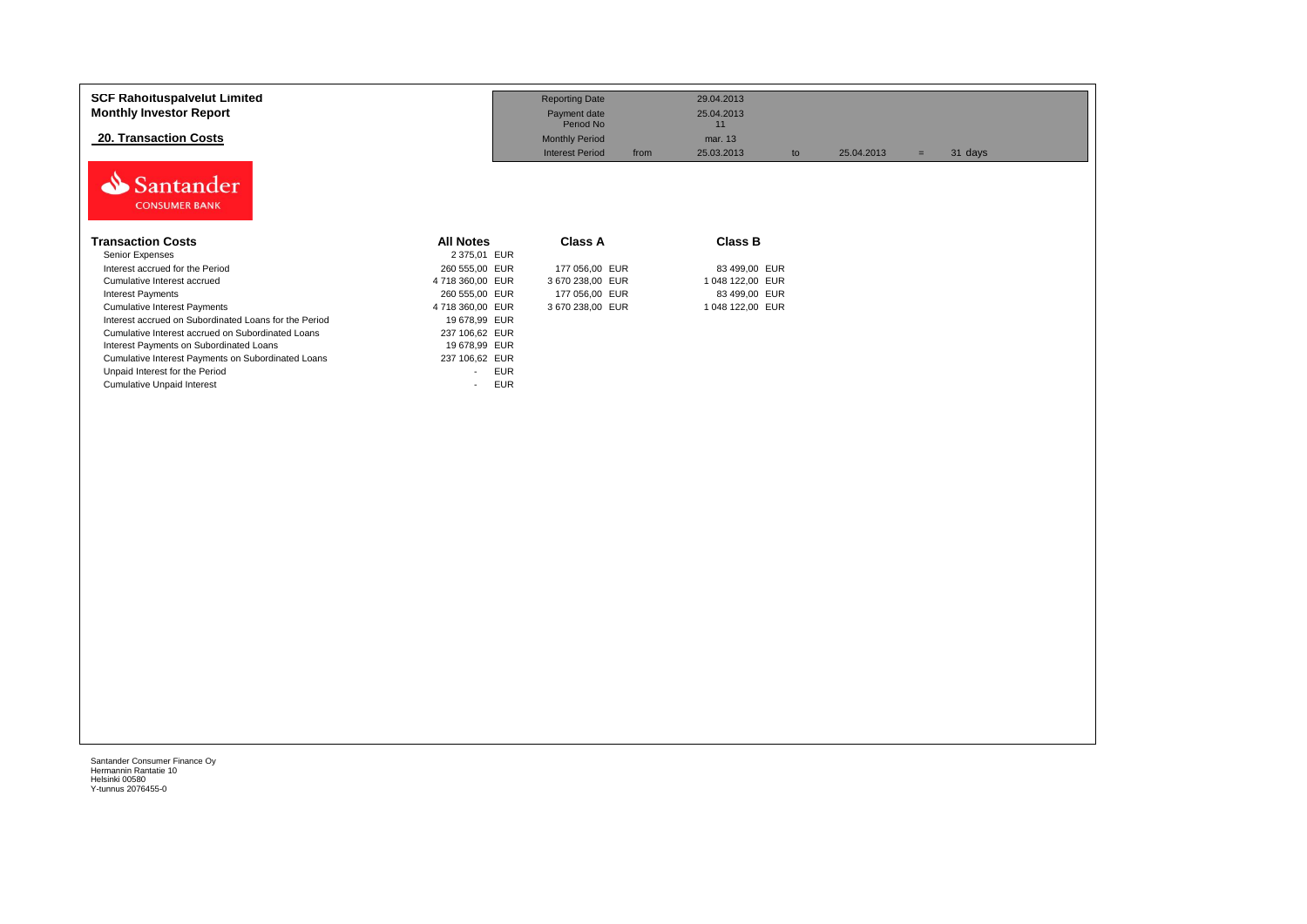**SCF Rahoituspalvelut Limited**
**Monthly Investor Report**

**20. Transaction Costs**

| | | | | | | |
|---|---|---|---|---|---|---|
| Reporting Date | | 29.04.2013 | | | | |
| Payment date | | 25.04.2013 | | | | |
| Period No | | 11 | | | | |
| Monthly Period | | mar. 13 | | | | |
| Interest Period | from | 25.03.2013 | to | 25.04.2013 | = | 31 days |

Santander CONSUMER BANK

| Transaction Costs | All Notes | | Class A | | Class B | |
|---|---|---|---|---|---|---|
| Senior Expenses | 2 375,01 | EUR | | | | |
| Interest accrued for the Period | 260 555,00 | EUR | 177 056,00 | EUR | 83 499,00 | EUR |
| Cumulative Interest accrued | 4 718 360,00 | EUR | 3 670 238,00 | EUR | 1 048 122,00 | EUR |
| Interest Payments | 260 555,00 | EUR | 177 056,00 | EUR | 83 499,00 | EUR |
| Cumulative Interest Payments | 4 718 360,00 | EUR | 3 670 238,00 | EUR | 1 048 122,00 | EUR |
| Interest accrued on Subordinated Loans for the Period | 19 678,99 | EUR | | | | |
| Cumulative Interest accrued on Subordinated Loans | 237 106,62 | EUR | | | | |
| Interest Payments on Subordinated Loans | 19 678,99 | EUR | | | | |
| Cumulative Interest Payments on Subordinated Loans | 237 106,62 | EUR | | | | |
| Unpaid Interest for the Period | - | EUR | | | | |
| Cumulative Unpaid Interest | - | EUR | | | | |

Santander Consumer Finance Oy
Hermannin Rantatie 10
Helsinki 00580
Y-tunnus 2076455-0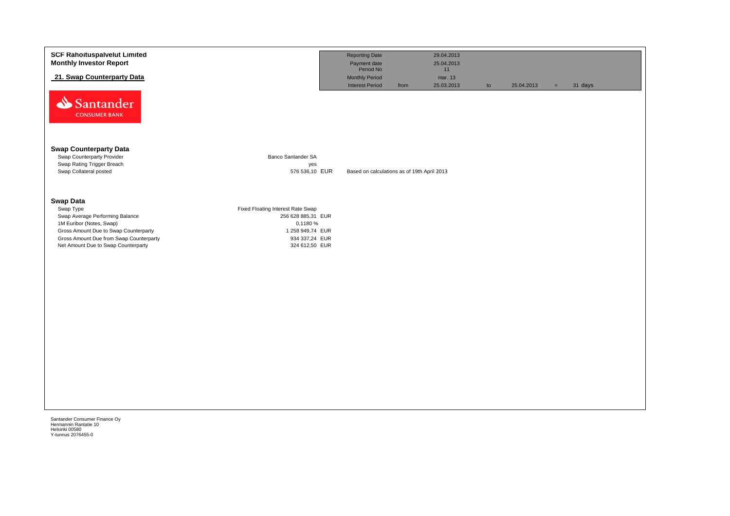**SCF Rahoituspalvelut Limited**
**Monthly Investor Report**

**21. Swap Counterparty Data**

| | | | | | | |
|---|---|---|---|---|---|---|
| Reporting Date | | 29.04.2013 | | | | |
| Payment date | | 25.04.2013 | | | | |
| Period No | | 11 | | | | |
| Monthly Period | | mar. 13 | | | | |
| Interest Period | from | 25.03.2013 | to | 25.04.2013 | = | 31 days |

Santander CONSUMER BANK

## Swap Counterparty Data

| | | |
|---|---|---|
| Swap Counterparty Provider | Banco Santander SA | |
| Swap Rating Trigger Breach | yes | |
| Swap Collateral posted | 576 536,10 EUR | Based on calculations as of 19th April 2013 |

## Swap Data

| | |
|---|---|
| Swap Type | Fixed Floating Interest Rate Swap |
| Swap Average Performing Balance | 256 628 885,31 EUR |
| 1M Euribor (Notes, Swap) | 0,1180 % |
| Gross Amount Due to Swap Counterparty | 1 258 949,74 EUR |
| Gross Amount Due from Swap Counterparty | 934 337,24 EUR |
| Net Amount Due to Swap Counterparty | 324 612,50 EUR |

Santander Consumer Finance Oy
Hermannin Rantatie 10
Helsinki 00580
Y-tunnus 2076455-0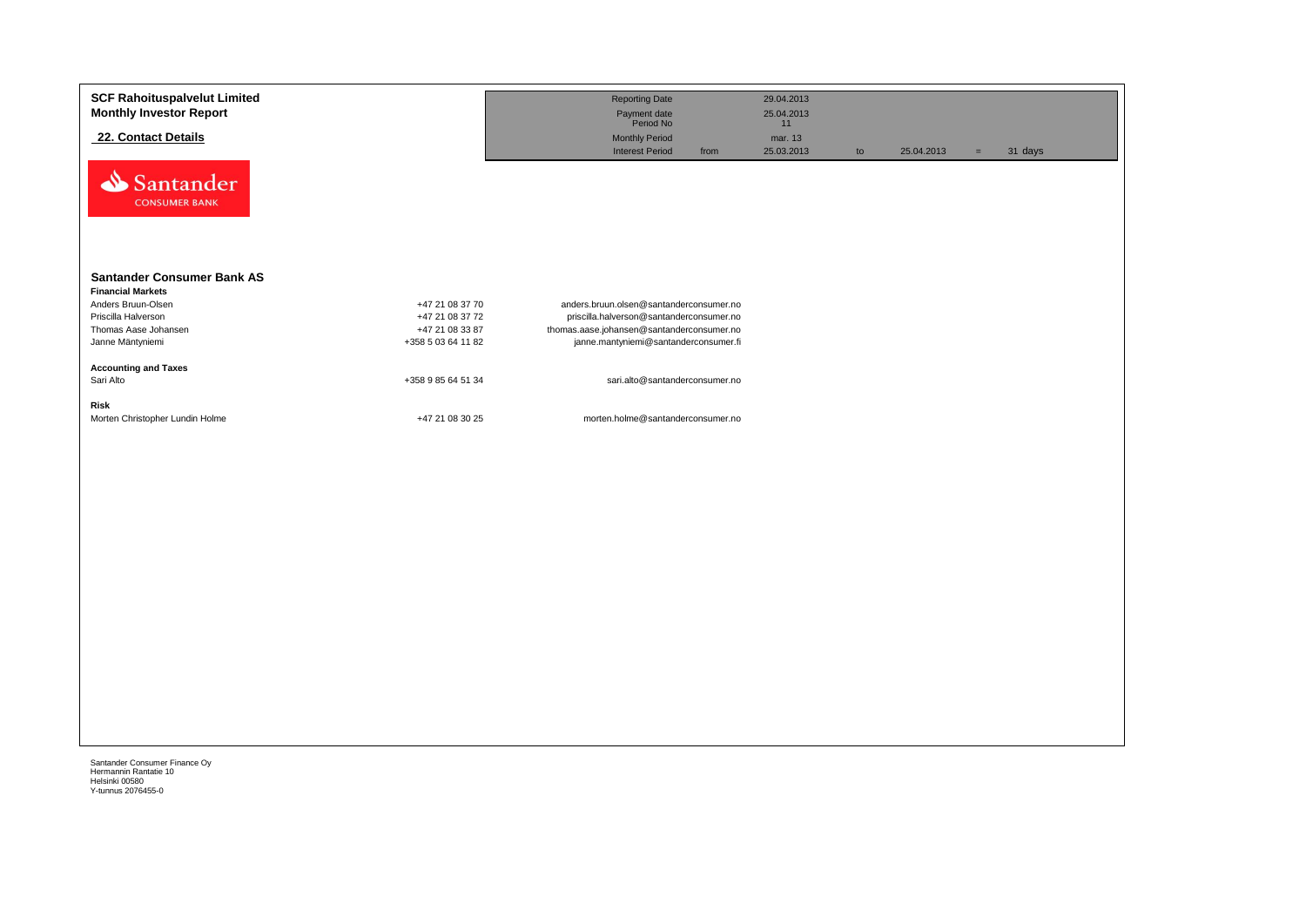**SCF Rahoituspalvelut Limited**
**Monthly Investor Report**

## 22. Contact Details

| | | | | | | |
|---|---|---|---|---|---|---|
| Reporting Date | | 29.04.2013 | | | | |
| Payment date | | 25.04.2013 | | | | |
| Period No | | 11 | | | | |
| Monthly Period | | mar. 13 | | | | |
| Interest Period | from | 25.03.2013 | to | 25.04.2013 | = | 31 days |

Santander
CONSUMER BANK

### Santander Consumer Bank AS

| | | |
|---|---|---|
| **Financial Markets** | | |
| Anders Bruun-Olsen | +47 21 08 37 70 | anders.bruun.olsen@santanderconsumer.no |
| Priscilla Halverson | +47 21 08 37 72 | priscilla.halverson@santanderconsumer.no |
| Thomas Aase Johansen | +47 21 08 33 87 | thomas.aase.johansen@santanderconsumer.no |
| Janne Mäntyniemi | +358 5 03 64 11 82 | janne.mantyniemi@santanderconsumer.fi |
| **Accounting and Taxes** | | |
| Sari Alto | +358 9 85 64 51 34 | sari.alto@santanderconsumer.no |
| **Risk** | | |
| Morten Christopher Lundin Holme | +47 21 08 30 25 | morten.holme@santanderconsumer.no |

Santander Consumer Finance Oy
Hermannin Rantatie 10
Helsinki 00580
Y-tunnus 2076455-0